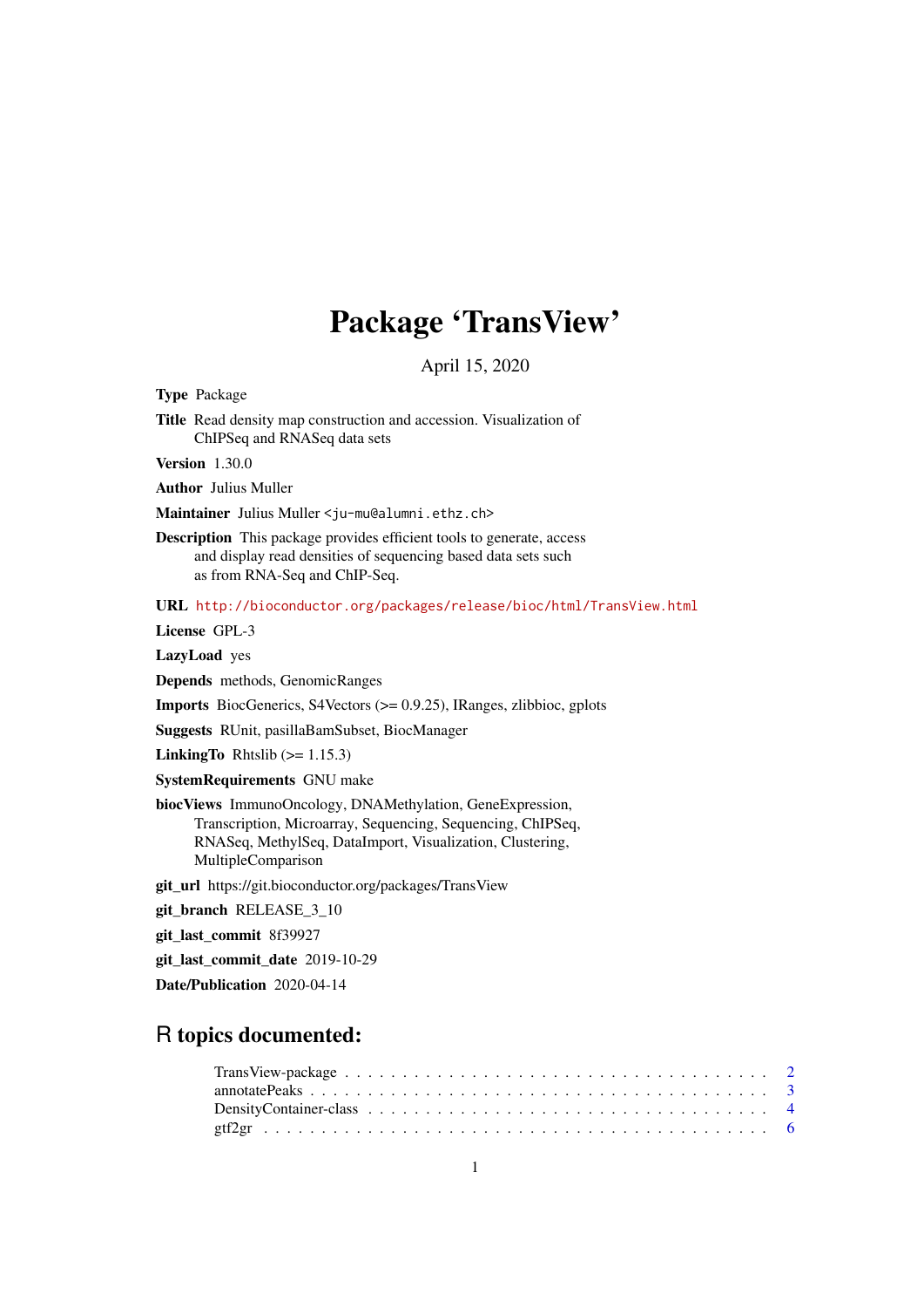# Package 'TransView'

April 15, 2020

**Type** Package

**Title** Read density map construction and accession. Visualization of ChIPSeq and RNASeq data sets

**Version** 1.30.0

**Author** Julius Muller

**Maintainer** Julius Muller <ju-mu@alumni.ethz.ch>

**Description** This package provides efficient tools to generate, access and display read densities of sequencing based data sets such as from RNA-Seq and ChIP-Seq.

**URL** http://bioconductor.org/packages/release/bioc/html/TransView.html

**License** GPL-3

**LazyLoad** yes

**Depends** methods, GenomicRanges

**Imports** BiocGenerics, S4Vectors (>= 0.9.25), IRanges, zlibbioc, gplots

**Suggests** RUnit, pasillaBamSubset, BiocManager

**LinkingTo** Rhtslib (>= 1.15.3)

**SystemRequirements** GNU make

**biocViews** ImmunoOncology, DNAMethylation, GeneExpression, Transcription, Microarray, Sequencing, Sequencing, ChIPSeq, RNASeq, MethylSeq, DataImport, Visualization, Clustering, MultipleComparison

**git_url** https://git.bioconductor.org/packages/TransView

**git_branch** RELEASE_3_10

**git_last_commit** 8f39927

**git_last_commit_date** 2019-10-29

**Date/Publication** 2020-04-14

## R topics documented:

TransView-package . . . . . . . . . . . . . . . . . . . . . . . . . . . . . . . . . . . . 2
annotatePeaks . . . . . . . . . . . . . . . . . . . . . . . . . . . . . . . . . . . . . . . 3
DensityContainer-class . . . . . . . . . . . . . . . . . . . . . . . . . . . . . . . . . . 4
gtf2gr . . . . . . . . . . . . . . . . . . . . . . . . . . . . . . . . . . . . . . . . . . . 6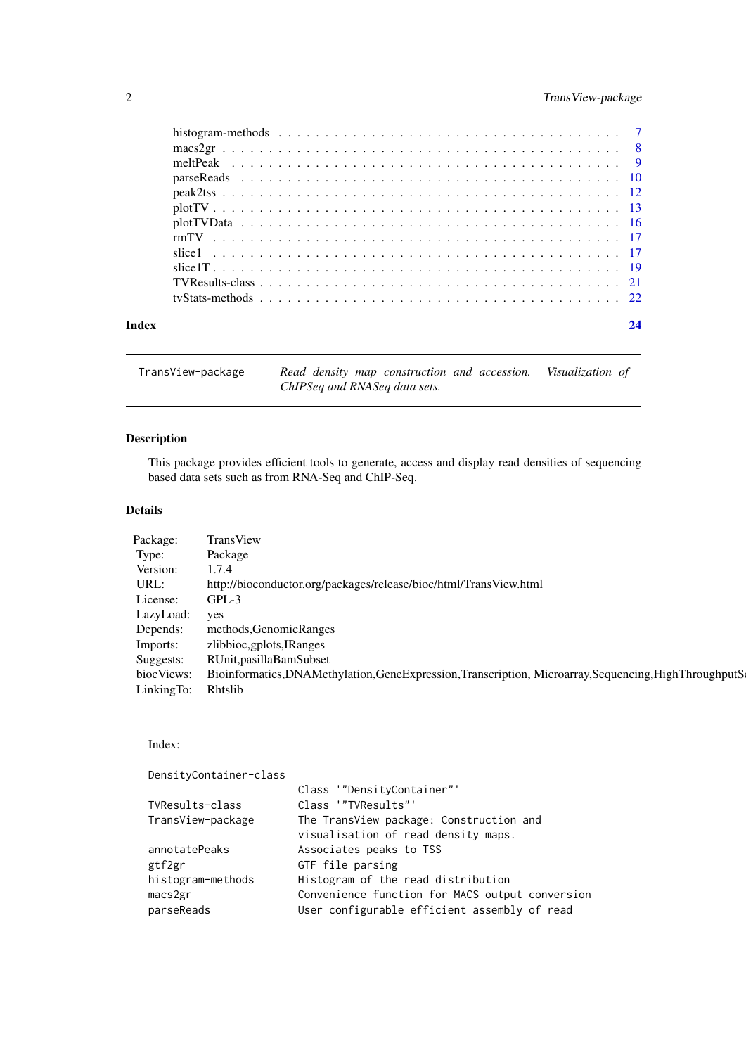| | |
|---|---|
| histogram-methods | 7 |
| macs2gr | 8 |
| meltPeak | 9 |
| parseReads | 10 |
| peak2tss | 12 |
| plotTV | 13 |
| plotTVData | 16 |
| rmTV | 17 |
| slice1 | 17 |
| slice1T | 19 |
| TVResults-class | 21 |
| tvStats-methods | 22 |

**Index** 24

---

`TransView-package` *Read density map construction and accession. Visualization of ChIPSeq and RNASeq data sets.*

---

## Description

This package provides efficient tools to generate, access and display read densities of sequencing based data sets such as from RNA-Seq and ChIP-Seq.

## Details

| | |
|---|---|
| Package: | TransView |
| Type: | Package |
| Version: | 1.7.4 |
| URL: | http://bioconductor.org/packages/release/bioc/html/TransView.html |
| License: | GPL-3 |
| LazyLoad: | yes |
| Depends: | methods,GenomicRanges |
| Imports: | zlibbioc,gplots,IRanges |
| Suggests: | RUnit,pasillaBamSubset |
| biocViews: | Bioinformatics,DNAMethylation,GeneExpression,Transcription, Microarray,Sequencing,HighThroughputS |
| LinkingTo: | Rhtslib |

Index:

```
DensityContainer-class
                        Class '"DensityContainer"'
TVResults-class         Class '"TVResults"'
TransView-package       The TransView package: Construction and
                        visualisation of read density maps.
annotatePeaks           Associates peaks to TSS
gtf2gr                  GTF file parsing
histogram-methods       Histogram of the read distribution
macs2gr                 Convenience function for MACS output conversion
parseReads              User configurable efficient assembly of read
```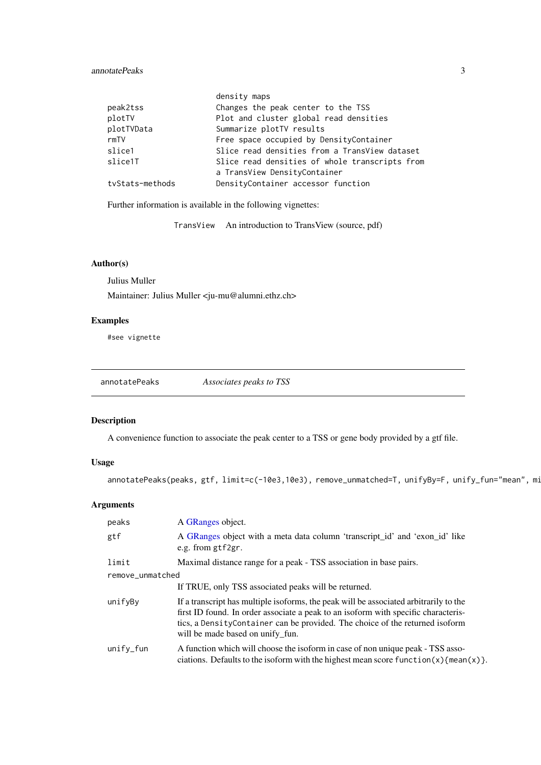| | |
|---|---|
| | density maps |
| peak2tss | Changes the peak center to the TSS |
| plotTV | Plot and cluster global read densities |
| plotTVData | Summarize plotTV results |
| rmTV | Free space occupied by DensityContainer |
| slice1 | Slice read densities from a TransView dataset |
| slice1T | Slice read densities of whole transcripts from a TransView DensityContainer |
| tvStats-methods | DensityContainer accessor function |

Further information is available in the following vignettes:

| | |
|---|---|
| TransView | An introduction to TransView (source, pdf) |

## Author(s)

Julius Muller

Maintainer: Julius Muller <ju-mu@alumni.ethz.ch>

## Examples

```
#see vignette
```

---

# annotatePeaks — *Associates peaks to TSS*

## Description

A convenience function to associate the peak center to a TSS or gene body provided by a gtf file.

## Usage

```
annotatePeaks(peaks, gtf, limit=c(-10e3,10e3), remove_unmatched=T, unifyBy=F, unify_fun="mean", mi
```

## Arguments

| | |
|---|---|
| peaks | A GRanges object. |
| gtf | A GRanges object with a meta data column 'transcript_id' and 'exon_id' like e.g. from gtf2gr. |
| limit | Maximal distance range for a peak - TSS association in base pairs. |
| remove_unmatched | If TRUE, only TSS associated peaks will be returned. |
| unifyBy | If a transcript has multiple isoforms, the peak will be associated arbitrarily to the first ID found. In order associate a peak to an isoform with specific characteristics, a DensityContainer can be provided. The choice of the returned isoform will be made based on unify_fun. |
| unify_fun | A function which will choose the isoform in case of non unique peak - TSS associations. Defaults to the isoform with the highest mean score `function(x){mean(x)}`. |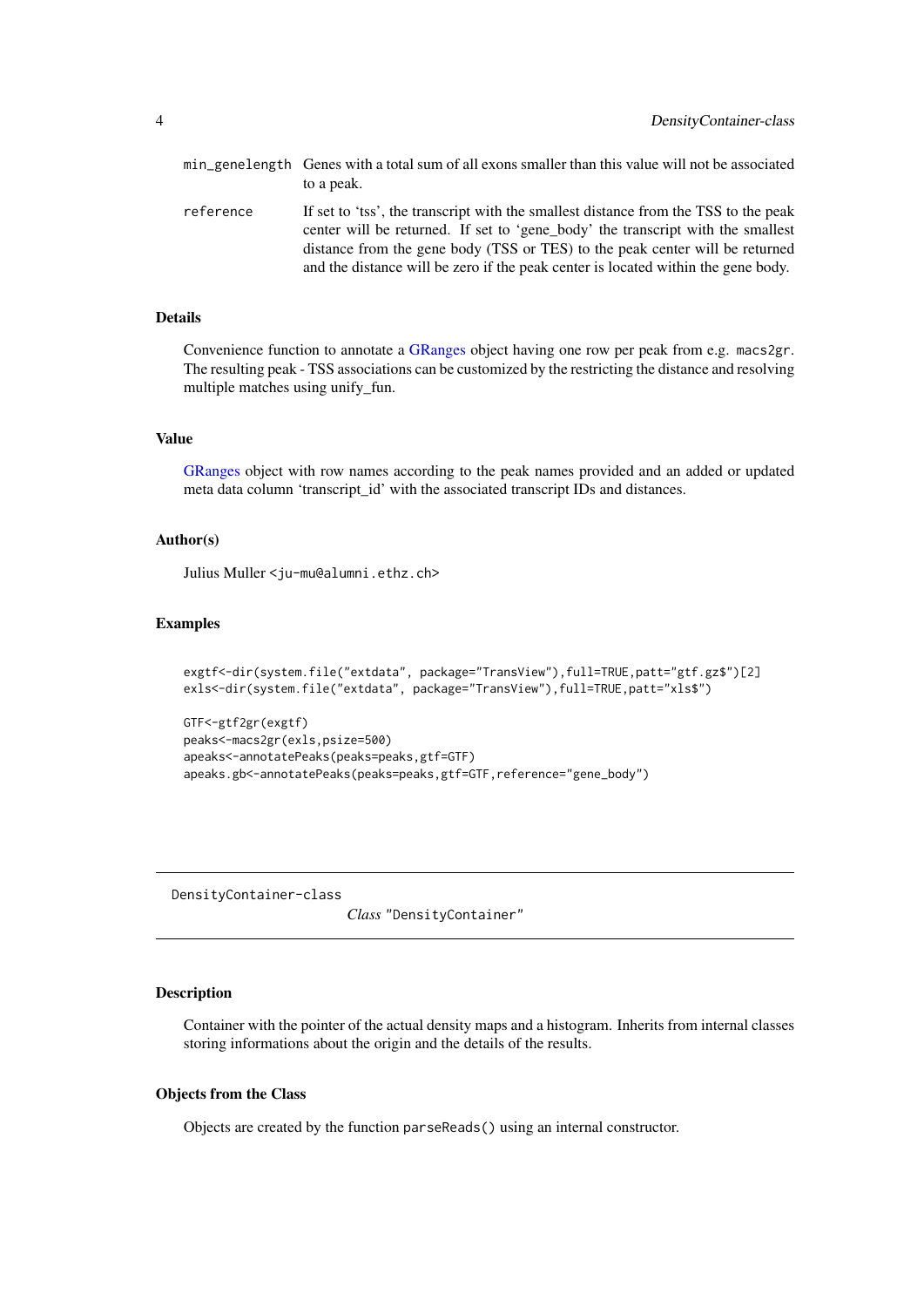| | |
|---|---|
| `min_genelength` | Genes with a total sum of all exons smaller than this value will not be associated to a peak. |
| `reference` | If set to 'tss', the transcript with the smallest distance from the TSS to the peak center will be returned. If set to 'gene_body' the transcript with the smallest distance from the gene body (TSS or TES) to the peak center will be returned and the distance will be zero if the peak center is located within the gene body. |

### Details

Convenience function to annotate a GRanges object having one row per peak from e.g. `macs2gr`. The resulting peak - TSS associations can be customized by the restricting the distance and resolving multiple matches using unify_fun.

### Value

GRanges object with row names according to the peak names provided and an added or updated meta data column 'transcript_id' with the associated transcript IDs and distances.

### Author(s)

Julius Muller <ju-mu@alumni.ethz.ch>

### Examples

```
exgtf<-dir(system.file("extdata", package="TransView"),full=TRUE,patt="gtf.gz$")[2]
exls<-dir(system.file("extdata", package="TransView"),full=TRUE,patt="xls$")

GTF<-gtf2gr(exgtf)
peaks<-macs2gr(exls,psize=500)
apeaks<-annotatePeaks(peaks=peaks,gtf=GTF)
apeaks.gb<-annotatePeaks(peaks=peaks,gtf=GTF,reference="gene_body")
```

---

## DensityContainer-class    *Class* "DensityContainer"

---

### Description

Container with the pointer of the actual density maps and a histogram. Inherits from internal classes storing informations about the origin and the details of the results.

### Objects from the Class

Objects are created by the function `parseReads()` using an internal constructor.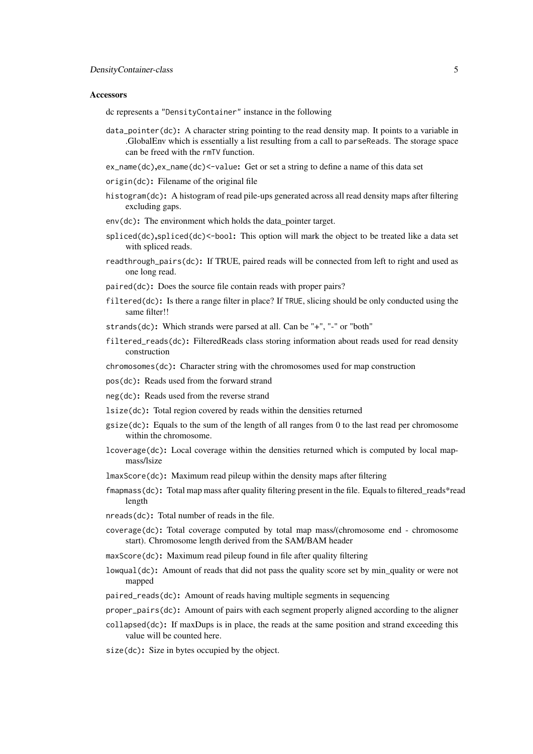### Accessors

dc represents a "DensityContainer" instance in the following

`data_pointer(dc)`: A character string pointing to the read density map. It points to a variable in .GlobalEnv which is essentially a list resulting from a call to `parseReads`. The storage space can be freed with the `rmTV` function.

`ex_name(dc),ex_name(dc)<-value`: Get or set a string to define a name of this data set

`origin(dc)`: Filename of the original file

`histogram(dc)`: A histogram of read pile-ups generated across all read density maps after filtering excluding gaps.

`env(dc)`: The environment which holds the data_pointer target.

`spliced(dc),spliced(dc)<-bool`: This option will mark the object to be treated like a data set with spliced reads.

`readthrough_pairs(dc)`: If TRUE, paired reads will be connected from left to right and used as one long read.

`paired(dc)`: Does the source file contain reads with proper pairs?

`filtered(dc)`: Is there a range filter in place? If `TRUE`, slicing should be only conducted using the same filter!!

`strands(dc)`: Which strands were parsed at all. Can be "+", "-" or "both"

`filtered_reads(dc)`: FilteredReads class storing information about reads used for read density construction

`chromosomes(dc)`: Character string with the chromosomes used for map construction

`pos(dc)`: Reads used from the forward strand

`neg(dc)`: Reads used from the reverse strand

`lsize(dc)`: Total region covered by reads within the densities returned

`gsize(dc)`: Equals to the sum of the length of all ranges from 0 to the last read per chromosome within the chromosome.

`lcoverage(dc)`: Local coverage within the densities returned which is computed by local mapmass/lsize

`lmaxScore(dc)`: Maximum read pileup within the density maps after filtering

`fmapmass(dc)`: Total map mass after quality filtering present in the file. Equals to filtered_reads*read length

`nreads(dc)`: Total number of reads in the file.

`coverage(dc)`: Total coverage computed by total map mass/(chromosome end - chromosome start). Chromosome length derived from the SAM/BAM header

`maxScore(dc)`: Maximum read pileup found in file after quality filtering

`lowqual(dc)`: Amount of reads that did not pass the quality score set by min_quality or were not mapped

`paired_reads(dc)`: Amount of reads having multiple segments in sequencing

`proper_pairs(dc)`: Amount of pairs with each segment properly aligned according to the aligner

`collapsed(dc)`: If maxDups is in place, the reads at the same position and strand exceeding this value will be counted here.

`size(dc)`: Size in bytes occupied by the object.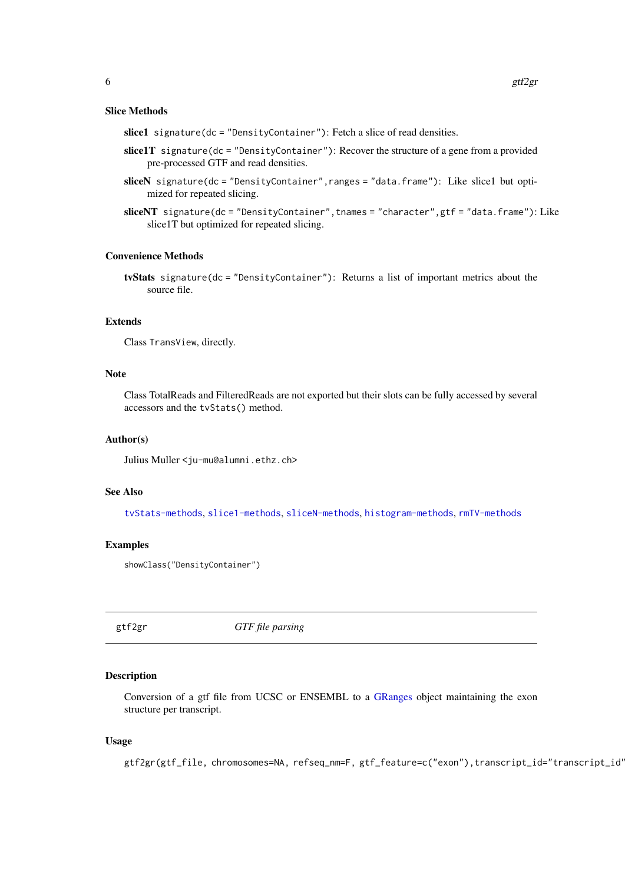### Slice Methods

**slice1** `signature(dc = "DensityContainer")`: Fetch a slice of read densities.

**slice1T** `signature(dc = "DensityContainer")`: Recover the structure of a gene from a provided pre-processed GTF and read densities.

**sliceN** `signature(dc = "DensityContainer",ranges = "data.frame")`: Like slice1 but optimized for repeated slicing.

**sliceNT** `signature(dc = "DensityContainer",tnames = "character",gtf = "data.frame")`: Like slice1T but optimized for repeated slicing.

### Convenience Methods

**tvStats** `signature(dc = "DensityContainer")`: Returns a list of important metrics about the source file.

### Extends

Class `TransView`, directly.

### Note

Class TotalReads and FilteredReads are not exported but their slots can be fully accessed by several accessors and the `tvStats()` method.

### Author(s)

Julius Muller <ju-mu@alumni.ethz.ch>

### See Also

tvStats-methods, slice1-methods, sliceN-methods, histogram-methods, rmTV-methods

### Examples

```
showClass("DensityContainer")
```

---

## gtf2gr — *GTF file parsing*

---

### Description

Conversion of a gtf file from UCSC or ENSEMBL to a GRanges object maintaining the exon structure per transcript.

### Usage

```
gtf2gr(gtf_file, chromosomes=NA, refseq_nm=F, gtf_feature=c("exon"),transcript_id="transcript_id"
```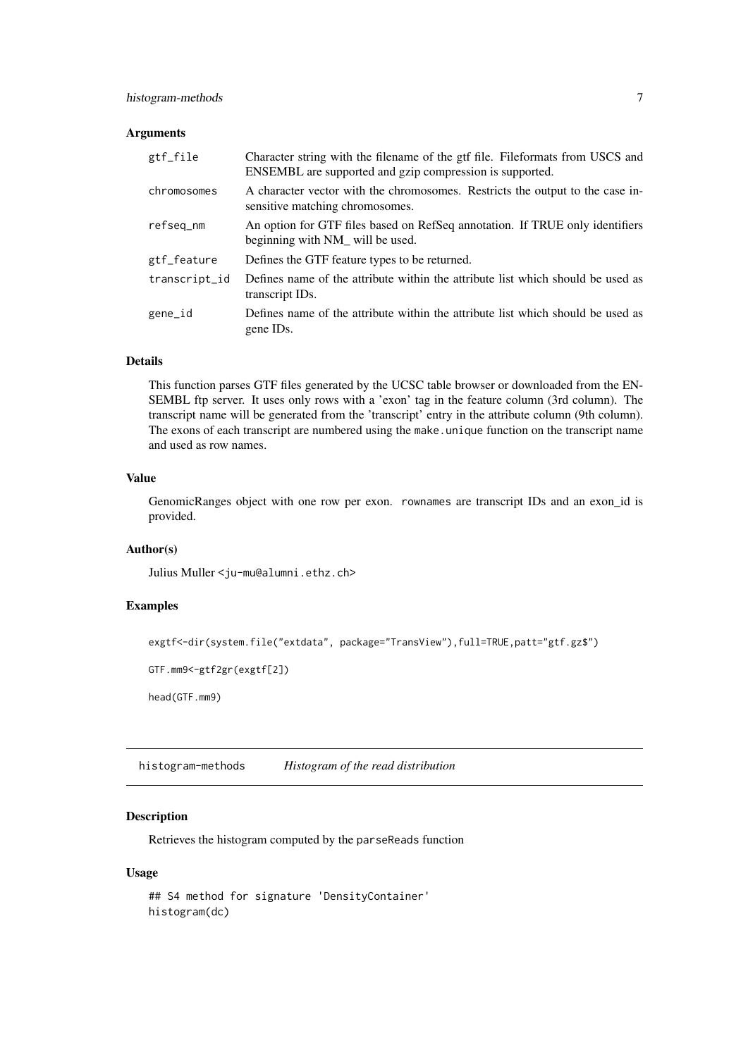### Arguments

| | |
|---|---|
| gtf_file | Character string with the filename of the gtf file. Fileformats from USCS and ENSEMBL are supported and gzip compression is supported. |
| chromosomes | A character vector with the chromosomes. Restricts the output to the case insensitive matching chromosomes. |
| refseq_nm | An option for GTF files based on RefSeq annotation. If TRUE only identifiers beginning with NM_ will be used. |
| gtf_feature | Defines the GTF feature types to be returned. |
| transcript_id | Defines name of the attribute within the attribute list which should be used as transcript IDs. |
| gene_id | Defines name of the attribute within the attribute list which should be used as gene IDs. |

### Details

This function parses GTF files generated by the UCSC table browser or downloaded from the ENSEMBL ftp server. It uses only rows with a 'exon' tag in the feature column (3rd column). The transcript name will be generated from the 'transcript' entry in the attribute column (9th column). The exons of each transcript are numbered using the `make.unique` function on the transcript name and used as row names.

### Value

GenomicRanges object with one row per exon. `rownames` are transcript IDs and an exon_id is provided.

### Author(s)

Julius Muller <ju-mu@alumni.ethz.ch>

### Examples

```
exgtf<-dir(system.file("extdata", package="TransView"),full=TRUE,patt="gtf.gz$")

GTF.mm9<-gtf2gr(exgtf[2])

head(GTF.mm9)
```

---

## histogram-methods    *Histogram of the read distribution*

### Description

Retrieves the histogram computed by the `parseReads` function

### Usage

```
## S4 method for signature 'DensityContainer'
histogram(dc)
```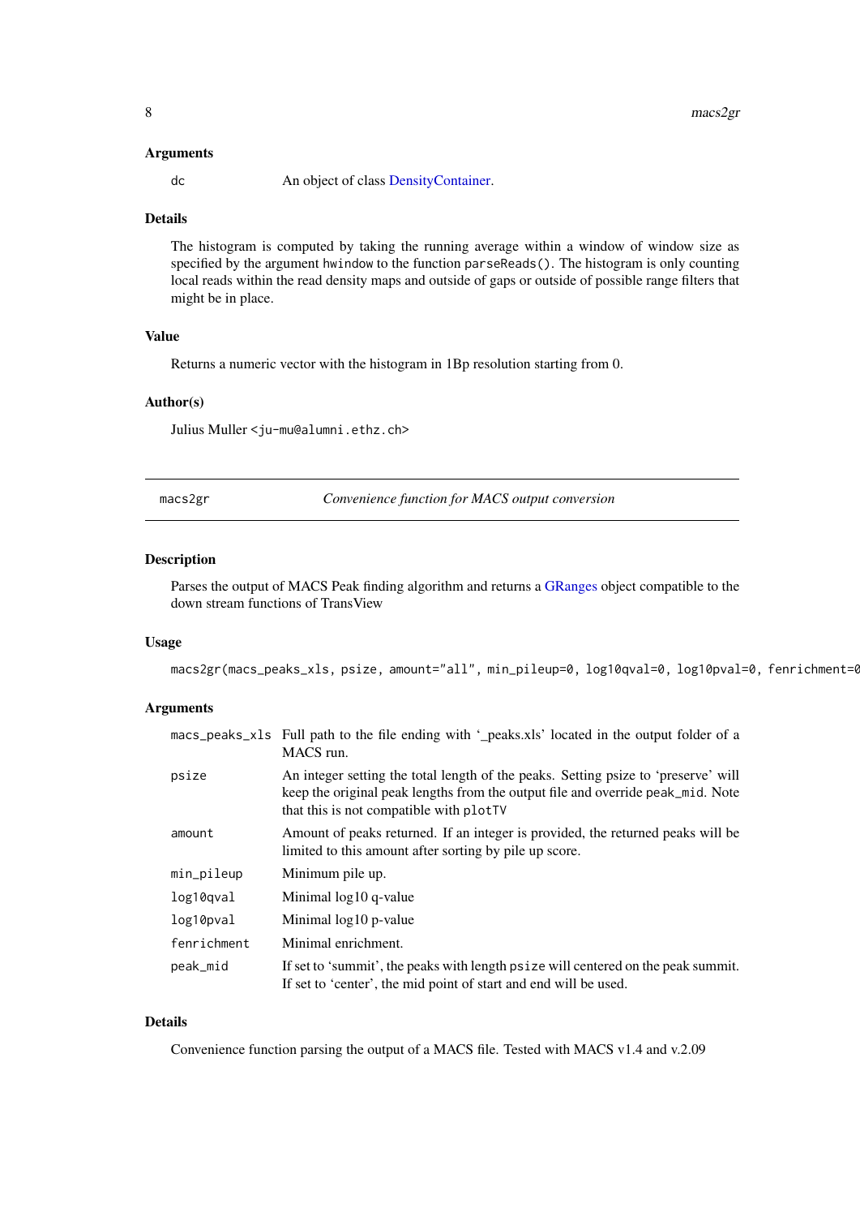### Arguments

| | |
|---|---|
| dc | An object of class DensityContainer. |

### Details

The histogram is computed by taking the running average within a window of window size as specified by the argument `hwindow` to the function `parseReads()`. The histogram is only counting local reads within the read density maps and outside of gaps or outside of possible range filters that might be in place.

### Value

Returns a numeric vector with the histogram in 1Bp resolution starting from 0.

### Author(s)

Julius Muller <ju-mu@alumni.ethz.ch>

---

## macs2gr — *Convenience function for MACS output conversion*

### Description

Parses the output of MACS Peak finding algorithm and returns a GRanges object compatible to the down stream functions of TransView

### Usage

```
macs2gr(macs_peaks_xls, psize, amount="all", min_pileup=0, log10qval=0, log10pval=0, fenrichment=0
```

### Arguments

| | |
|---|---|
| macs_peaks_xls | Full path to the file ending with '_peaks.xls' located in the output folder of a MACS run. |
| psize | An integer setting the total length of the peaks. Setting psize to 'preserve' will keep the original peak lengths from the output file and override `peak_mid`. Note that this is not compatible with `plotTV` |
| amount | Amount of peaks returned. If an integer is provided, the returned peaks will be limited to this amount after sorting by pile up score. |
| min_pileup | Minimum pile up. |
| log10qval | Minimal log10 q-value |
| log10pval | Minimal log10 p-value |
| fenrichment | Minimal enrichment. |
| peak_mid | If set to 'summit', the peaks with length `psize` will centered on the peak summit. If set to 'center', the mid point of start and end will be used. |

### Details

Convenience function parsing the output of a MACS file. Tested with MACS v1.4 and v.2.09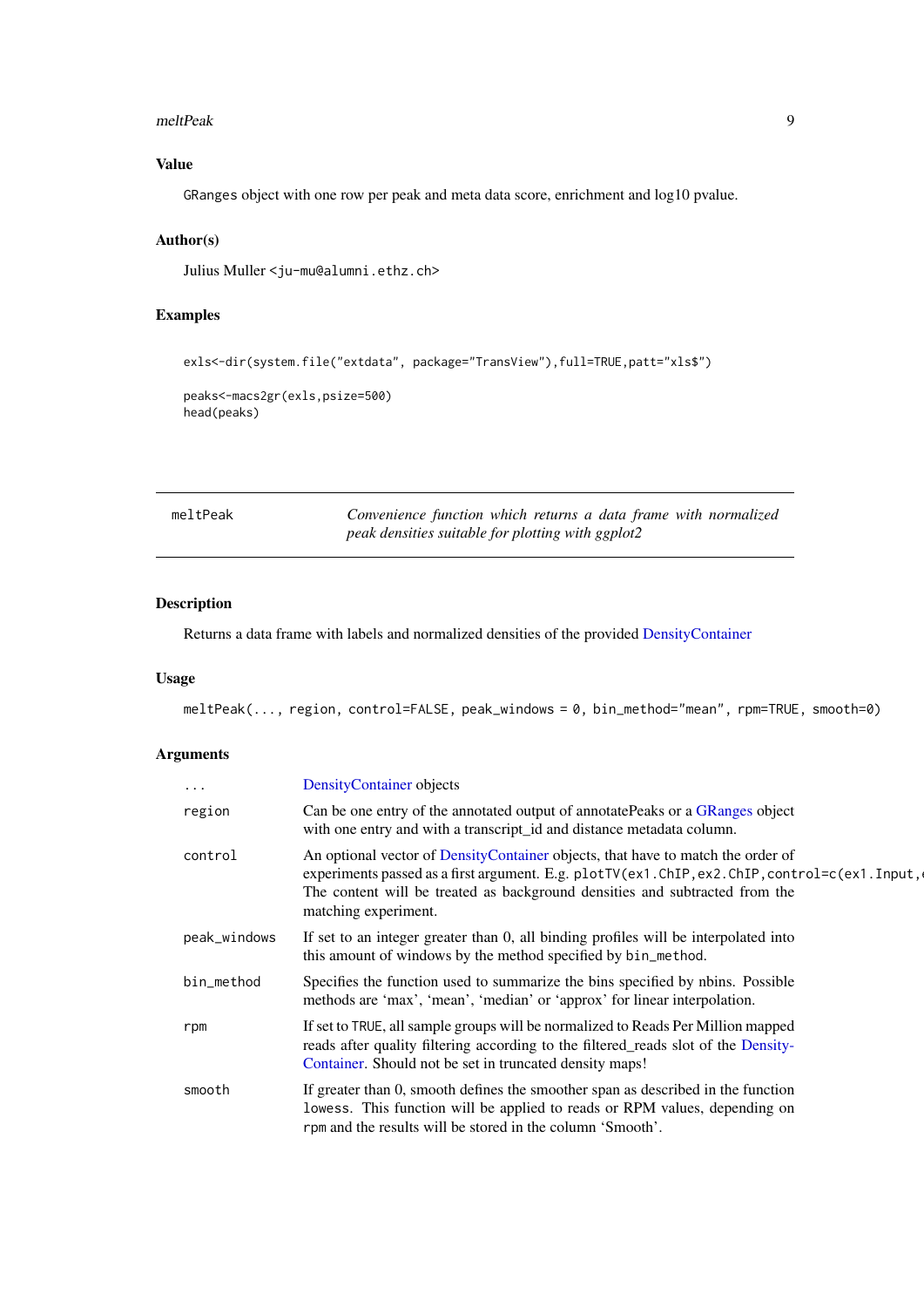## Value

GRanges object with one row per peak and meta data score, enrichment and log10 pvalue.

## Author(s)

Julius Muller <ju-mu@alumni.ethz.ch>

## Examples

```
exls<-dir(system.file("extdata", package="TransView"),full=TRUE,patt="xls$")

peaks<-macs2gr(exls,psize=500)
head(peaks)
```

---

# meltPeak — *Convenience function which returns a data frame with normalized peak densities suitable for plotting with ggplot2*

---

## Description

Returns a data frame with labels and normalized densities of the provided DensityContainer

## Usage

```
meltPeak(..., region, control=FALSE, peak_windows = 0, bin_method="mean", rpm=TRUE, smooth=0)
```

## Arguments

| | |
|---|---|
| `...` | DensityContainer objects |
| `region` | Can be one entry of the annotated output of annotatePeaks or a GRanges object with one entry and with a transcript_id and distance metadata column. |
| `control` | An optional vector of DensityContainer objects, that have to match the order of experiments passed as a first argument. E.g. `plotTV(ex1.ChIP,ex2.ChIP,control=c(ex1.Input,e` The content will be treated as background densities and subtracted from the matching experiment. |
| `peak_windows` | If set to an integer greater than 0, all binding profiles will be interpolated into this amount of windows by the method specified by `bin_method`. |
| `bin_method` | Specifies the function used to summarize the bins specified by nbins. Possible methods are 'max', 'mean', 'median' or 'approx' for linear interpolation. |
| `rpm` | If set to `TRUE`, all sample groups will be normalized to Reads Per Million mapped reads after quality filtering according to the filtered_reads slot of the Density-Container. Should not be set in truncated density maps! |
| `smooth` | If greater than 0, smooth defines the smoother span as described in the function `lowess`. This function will be applied to reads or RPM values, depending on `rpm` and the results will be stored in the column 'Smooth'. |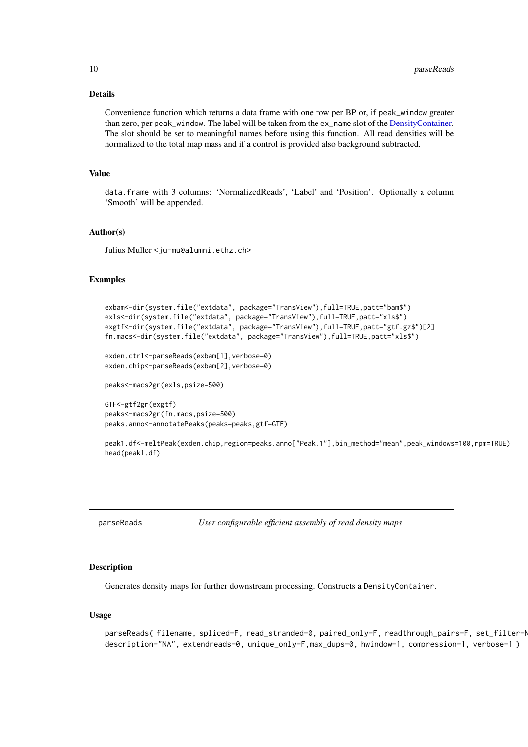### Details

Convenience function which returns a data frame with one row per BP or, if peak_window greater than zero, per peak_window. The label will be taken from the ex_name slot of the DensityContainer. The slot should be set to meaningful names before using this function. All read densities will be normalized to the total map mass and if a control is provided also background subtracted.

### Value

data.frame with 3 columns: 'NormalizedReads', 'Label' and 'Position'. Optionally a column 'Smooth' will be appended.

### Author(s)

Julius Muller <ju-mu@alumni.ethz.ch>

### Examples

```
exbam<-dir(system.file("extdata", package="TransView"),full=TRUE,patt="bam$")
exls<-dir(system.file("extdata", package="TransView"),full=TRUE,patt="xls$")
exgtf<-dir(system.file("extdata", package="TransView"),full=TRUE,patt="gtf.gz$")[2]
fn.macs<-dir(system.file("extdata", package="TransView"),full=TRUE,patt="xls$")

exden.ctrl<-parseReads(exbam[1],verbose=0)
exden.chip<-parseReads(exbam[2],verbose=0)

peaks<-macs2gr(exls,psize=500)

GTF<-gtf2gr(exgtf)
peaks<-macs2gr(fn.macs,psize=500)
peaks.anno<-annotatePeaks(peaks=peaks,gtf=GTF)

peak1.df<-meltPeak(exden.chip,region=peaks.anno["Peak.1"],bin_method="mean",peak_windows=100,rpm=TRUE)
head(peak1.df)
```

---

## parseReads — *User configurable efficient assembly of read density maps*

### Description

Generates density maps for further downstream processing. Constructs a DensityContainer.

### Usage

```
parseReads( filename, spliced=F, read_stranded=0, paired_only=F, readthrough_pairs=F, set_filter=N
description="NA", extendreads=0, unique_only=F,max_dups=0, hwindow=1, compression=1, verbose=1 )
```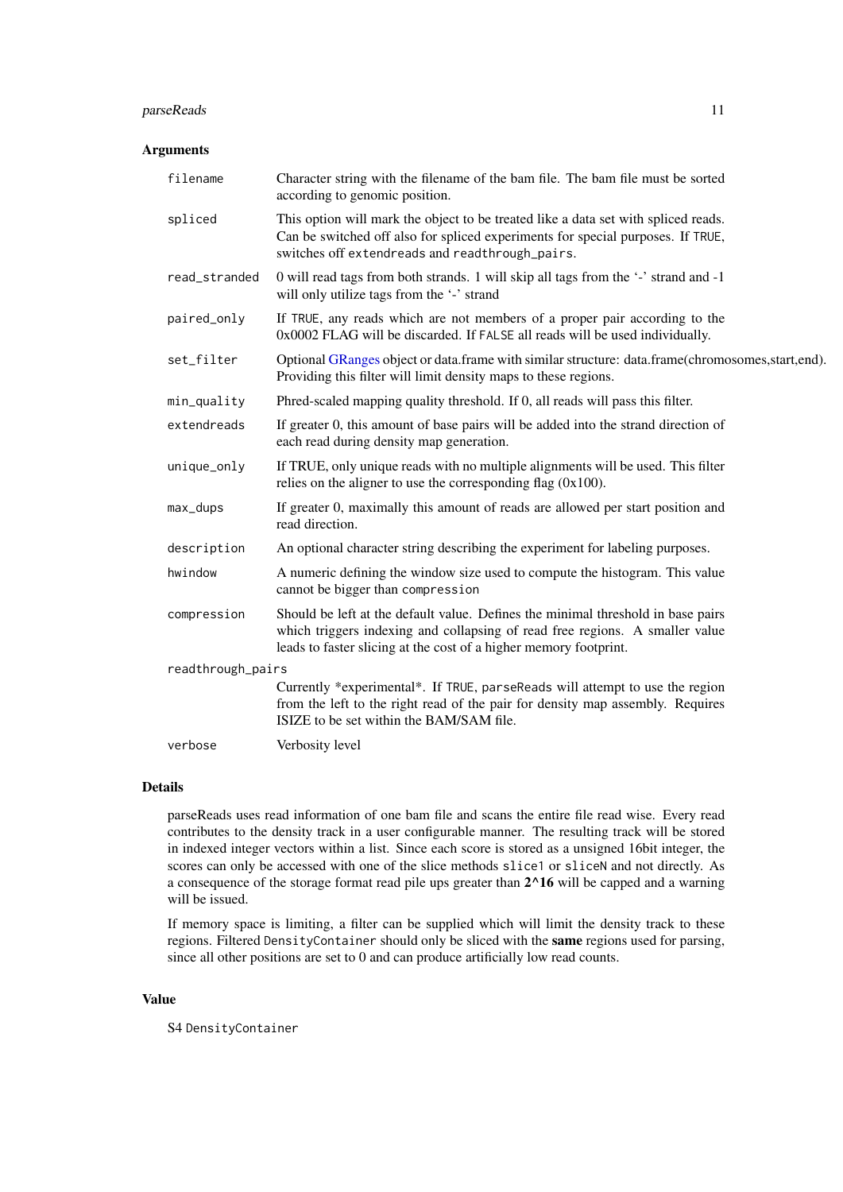## Arguments

- `filename` — Character string with the filename of the bam file. The bam file must be sorted according to genomic position.
- `spliced` — This option will mark the object to be treated like a data set with spliced reads. Can be switched off also for spliced experiments for special purposes. If `TRUE`, switches off `extendreads` and `readthrough_pairs`.
- `read_stranded` — 0 will read tags from both strands. 1 will skip all tags from the '-' strand and -1 will only utilize tags from the '-' strand
- `paired_only` — If `TRUE`, any reads which are not members of a proper pair according to the 0x0002 FLAG will be discarded. If `FALSE` all reads will be used individually.
- `set_filter` — Optional GRanges object or data.frame with similar structure: data.frame(chromosomes,start,end). Providing this filter will limit density maps to these regions.
- `min_quality` — Phred-scaled mapping quality threshold. If 0, all reads will pass this filter.
- `extendreads` — If greater 0, this amount of base pairs will be added into the strand direction of each read during density map generation.
- `unique_only` — If TRUE, only unique reads with no multiple alignments will be used. This filter relies on the aligner to use the corresponding flag (0x100).
- `max_dups` — If greater 0, maximally this amount of reads are allowed per start position and read direction.
- `description` — An optional character string describing the experiment for labeling purposes.
- `hwindow` — A numeric defining the window size used to compute the histogram. This value cannot be bigger than `compression`
- `compression` — Should be left at the default value. Defines the minimal threshold in base pairs which triggers indexing and collapsing of read free regions. A smaller value leads to faster slicing at the cost of a higher memory footprint.
- `readthrough_pairs` — Currently *experimental*. If `TRUE`, `parseReads` will attempt to use the region from the left to the right read of the pair for density map assembly. Requires ISIZE to be set within the BAM/SAM file.
- `verbose` — Verbosity level

## Details

parseReads uses read information of one bam file and scans the entire file read wise. Every read contributes to the density track in a user configurable manner. The resulting track will be stored in indexed integer vectors within a list. Since each score is stored as a unsigned 16bit integer, the scores can only be accessed with one of the slice methods `slice1` or `sliceN` and not directly. As a consequence of the storage format read pile ups greater than **2^16** will be capped and a warning will be issued.

If memory space is limiting, a filter can be supplied which will limit the density track to these regions. Filtered `DensityContainer` should only be sliced with the **same** regions used for parsing, since all other positions are set to 0 and can produce artificially low read counts.

## Value

S4 `DensityContainer`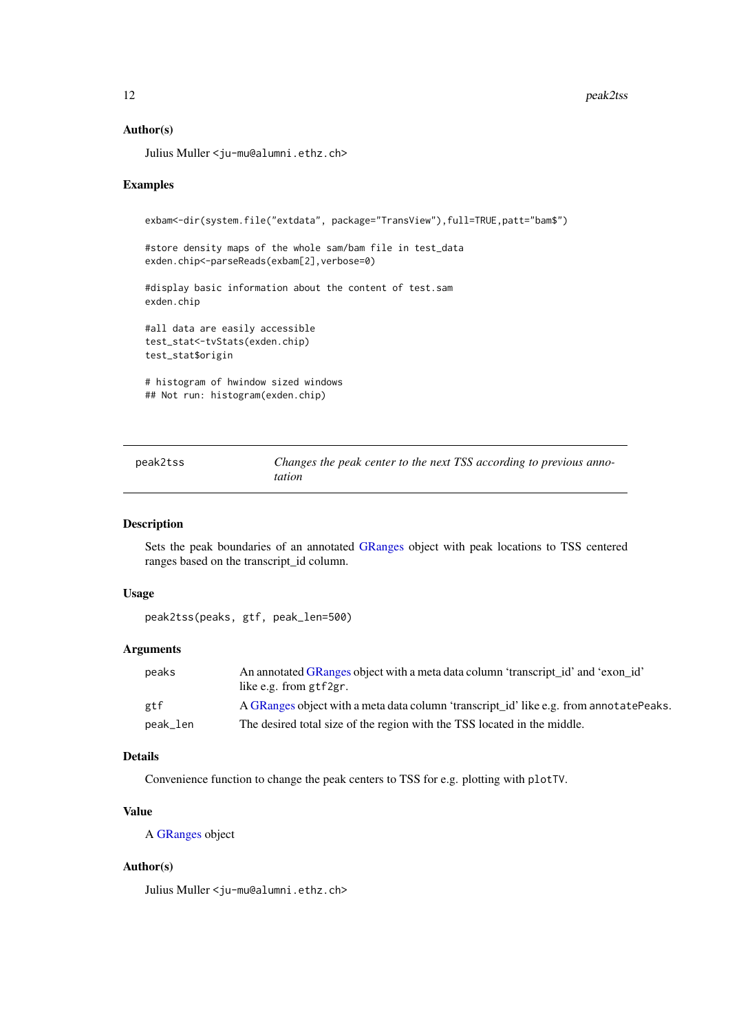### Author(s)

Julius Muller <ju-mu@alumni.ethz.ch>

### Examples

```
exbam<-dir(system.file("extdata", package="TransView"),full=TRUE,patt="bam$")

#store density maps of the whole sam/bam file in test_data
exden.chip<-parseReads(exbam[2],verbose=0)

#display basic information about the content of test.sam
exden.chip

#all data are easily accessible
test_stat<-tvStats(exden.chip)
test_stat$origin

# histogram of hwindow sized windows
## Not run: histogram(exden.chip)
```

---

## peak2tss — *Changes the peak center to the next TSS according to previous annotation*

### Description

Sets the peak boundaries of an annotated GRanges object with peak locations to TSS centered ranges based on the transcript_id column.

### Usage

```
peak2tss(peaks, gtf, peak_len=500)
```

### Arguments

| | |
|---|---|
| peaks | An annotated GRanges object with a meta data column 'transcript_id' and 'exon_id' like e.g. from `gtf2gr`. |
| gtf | A GRanges object with a meta data column 'transcript_id' like e.g. from `annotatePeaks`. |
| peak_len | The desired total size of the region with the TSS located in the middle. |

### Details

Convenience function to change the peak centers to TSS for e.g. plotting with `plotTV`.

### Value

A GRanges object

### Author(s)

Julius Muller <ju-mu@alumni.ethz.ch>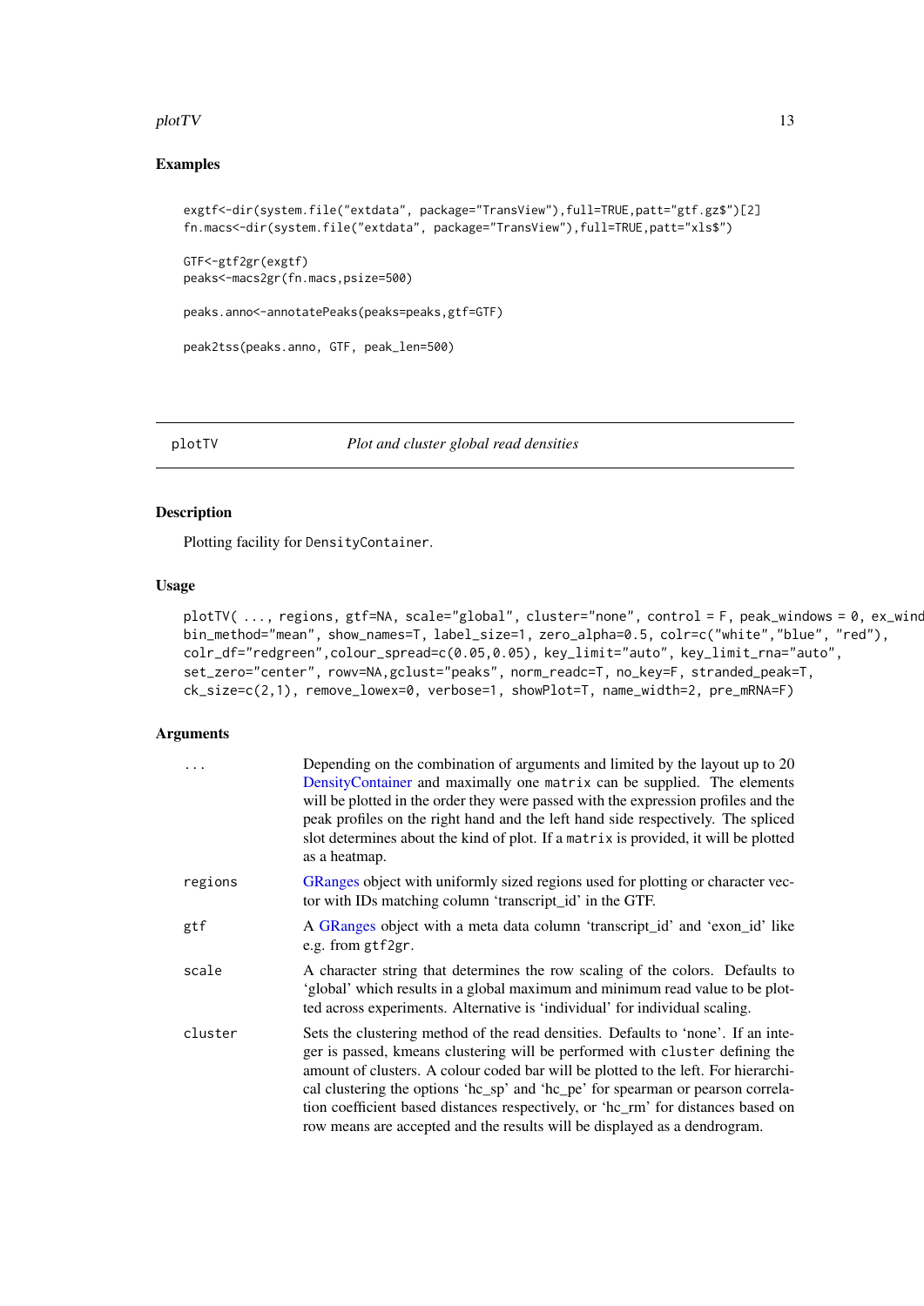## Examples

```
exgtf<-dir(system.file("extdata", package="TransView"),full=TRUE,patt="gtf.gz$")[2]
fn.macs<-dir(system.file("extdata", package="TransView"),full=TRUE,patt="xls$")

GTF<-gtf2gr(exgtf)
peaks<-macs2gr(fn.macs,psize=500)

peaks.anno<-annotatePeaks(peaks=peaks,gtf=GTF)

peak2tss(peaks.anno, GTF, peak_len=500)
```

---

## plotTV — *Plot and cluster global read densities*

### Description

Plotting facility for `DensityContainer`.

### Usage

```
plotTV( ..., regions, gtf=NA, scale="global", cluster="none", control = F, peak_windows = 0, ex_wind
bin_method="mean", show_names=T, label_size=1, zero_alpha=0.5, colr=c("white","blue", "red"),
colr_df="redgreen",colour_spread=c(0.05,0.05), key_limit="auto", key_limit_rna="auto",
set_zero="center", rowv=NA,gclust="peaks", norm_readc=T, no_key=F, stranded_peak=T,
ck_size=c(2,1), remove_lowex=0, verbose=1, showPlot=T, name_width=2, pre_mRNA=F)
```

### Arguments

| | |
|---|---|
| `...` | Depending on the combination of arguments and limited by the layout up to 20 DensityContainer and maximally one `matrix` can be supplied. The elements will be plotted in the order they were passed with the expression profiles and the peak profiles on the right hand and the left hand side respectively. The spliced slot determines about the kind of plot. If a `matrix` is provided, it will be plotted as a heatmap. |
| `regions` | GRanges object with uniformly sized regions used for plotting or character vector with IDs matching column 'transcript_id' in the GTF. |
| `gtf` | A GRanges object with a meta data column 'transcript_id' and 'exon_id' like e.g. from `gtf2gr`. |
| `scale` | A character string that determines the row scaling of the colors. Defaults to 'global' which results in a global maximum and minimum read value to be plotted across experiments. Alternative is 'individual' for individual scaling. |
| `cluster` | Sets the clustering method of the read densities. Defaults to 'none'. If an integer is passed, kmeans clustering will be performed with `cluster` defining the amount of clusters. A colour coded bar will be plotted to the left. For hierarchical clustering the options 'hc_sp' and 'hc_pe' for spearman or pearson correlation coefficient based distances respectively, or 'hc_rm' for distances based on row means are accepted and the results will be displayed as a dendrogram. |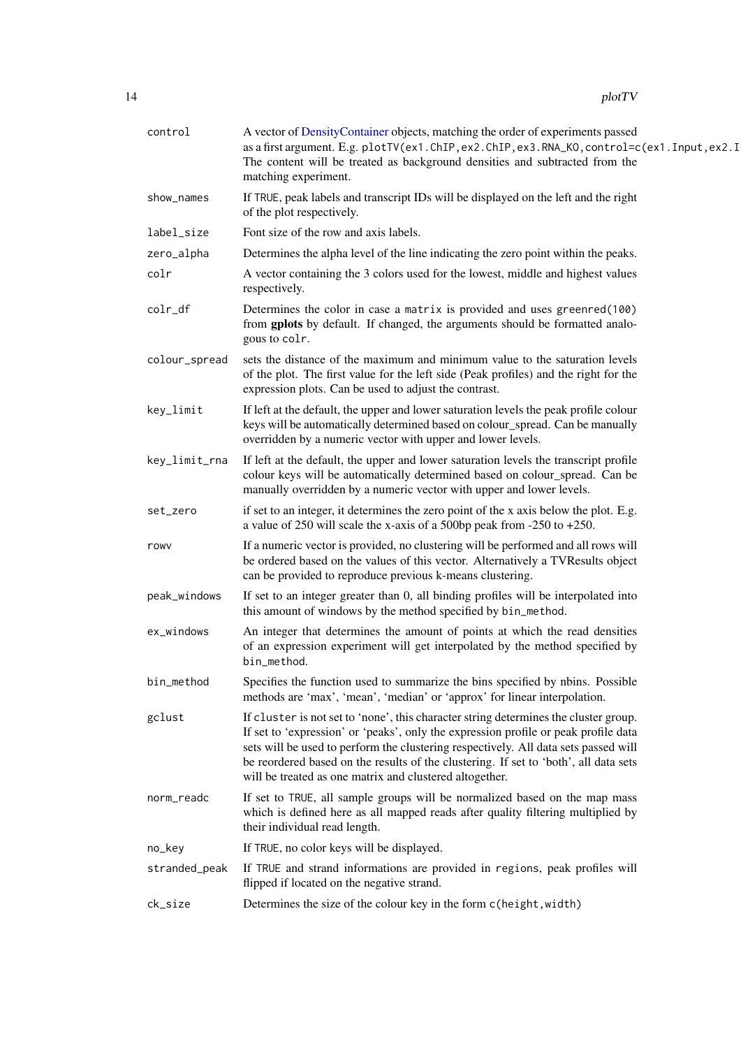| | |
|---|---|
| `control` | A vector of DensityContainer objects, matching the order of experiments passed as a first argument. E.g. `plotTV(ex1.ChIP,ex2.ChIP,ex3.RNA_KO,control=c(ex1.Input,ex2.I` The content will be treated as background densities and subtracted from the matching experiment. |
| `show_names` | If `TRUE`, peak labels and transcript IDs will be displayed on the left and the right of the plot respectively. |
| `label_size` | Font size of the row and axis labels. |
| `zero_alpha` | Determines the alpha level of the line indicating the zero point within the peaks. |
| `colr` | A vector containing the 3 colors used for the lowest, middle and highest values respectively. |
| `colr_df` | Determines the color in case a `matrix` is provided and uses `greenred(100)` from **gplots** by default. If changed, the arguments should be formatted analogous to `colr`. |
| `colour_spread` | sets the distance of the maximum and minimum value to the saturation levels of the plot. The first value for the left side (Peak profiles) and the right for the expression plots. Can be used to adjust the contrast. |
| `key_limit` | If left at the default, the upper and lower saturation levels the peak profile colour keys will be automatically determined based on colour_spread. Can be manually overridden by a numeric vector with upper and lower levels. |
| `key_limit_rna` | If left at the default, the upper and lower saturation levels the transcript profile colour keys will be automatically determined based on colour_spread. Can be manually overridden by a numeric vector with upper and lower levels. |
| `set_zero` | if set to an integer, it determines the zero point of the x axis below the plot. E.g. a value of 250 will scale the x-axis of a 500bp peak from -250 to +250. |
| `rowv` | If a numeric vector is provided, no clustering will be performed and all rows will be ordered based on the values of this vector. Alternatively a TVResults object can be provided to reproduce previous k-means clustering. |
| `peak_windows` | If set to an integer greater than 0, all binding profiles will be interpolated into this amount of windows by the method specified by `bin_method`. |
| `ex_windows` | An integer that determines the amount of points at which the read densities of an expression experiment will get interpolated by the method specified by `bin_method`. |
| `bin_method` | Specifies the function used to summarize the bins specified by nbins. Possible methods are 'max', 'mean', 'median' or 'approx' for linear interpolation. |
| `gclust` | If `cluster` is not set to 'none', this character string determines the cluster group. If set to 'expression' or 'peaks', only the expression profile or peak profile data sets will be used to perform the clustering respectively. All data sets passed will be reordered based on the results of the clustering. If set to 'both', all data sets will be treated as one matrix and clustered altogether. |
| `norm_readc` | If set to `TRUE`, all sample groups will be normalized based on the map mass which is defined here as all mapped reads after quality filtering multiplied by their individual read length. |
| `no_key` | If `TRUE`, no color keys will be displayed. |
| `stranded_peak` | If `TRUE` and strand informations are provided in `regions`, peak profiles will flipped if located on the negative strand. |
| `ck_size` | Determines the size of the colour key in the form `c(height,width)` |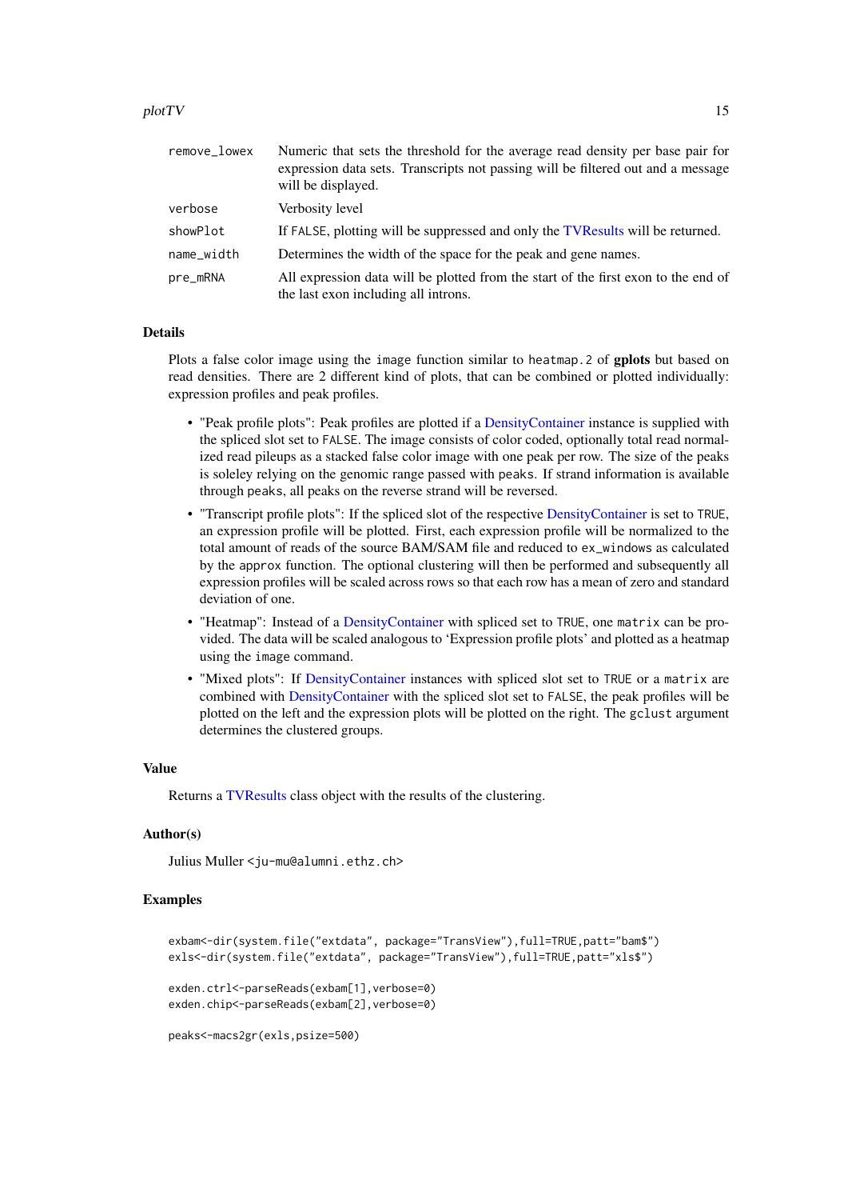| | |
|---|---|
| remove_lowex | Numeric that sets the threshold for the average read density per base pair for expression data sets. Transcripts not passing will be filtered out and a message will be displayed. |
| verbose | Verbosity level |
| showPlot | If FALSE, plotting will be suppressed and only the TVResults will be returned. |
| name_width | Determines the width of the space for the peak and gene names. |
| pre_mRNA | All expression data will be plotted from the start of the first exon to the end of the last exon including all introns. |

### Details

Plots a false color image using the image function similar to heatmap.2 of **gplots** but based on read densities. There are 2 different kind of plots, that can be combined or plotted individually: expression profiles and peak profiles.

- "Peak profile plots": Peak profiles are plotted if a DensityContainer instance is supplied with the spliced slot set to FALSE. The image consists of color coded, optionally total read normalized read pileups as a stacked false color image with one peak per row. The size of the peaks is soleley relying on the genomic range passed with peaks. If strand information is available through peaks, all peaks on the reverse strand will be reversed.
- "Transcript profile plots": If the spliced slot of the respective DensityContainer is set to TRUE, an expression profile will be plotted. First, each expression profile will be normalized to the total amount of reads of the source BAM/SAM file and reduced to ex_windows as calculated by the approx function. The optional clustering will then be performed and subsequently all expression profiles will be scaled across rows so that each row has a mean of zero and standard deviation of one.
- "Heatmap": Instead of a DensityContainer with spliced set to TRUE, one matrix can be provided. The data will be scaled analogous to 'Expression profile plots' and plotted as a heatmap using the image command.
- "Mixed plots": If DensityContainer instances with spliced slot set to TRUE or a matrix are combined with DensityContainer with the spliced slot set to FALSE, the peak profiles will be plotted on the left and the expression plots will be plotted on the right. The gclust argument determines the clustered groups.

### Value

Returns a TVResults class object with the results of the clustering.

### Author(s)

Julius Muller <ju-mu@alumni.ethz.ch>

### Examples

```
exbam<-dir(system.file("extdata", package="TransView"),full=TRUE,patt="bam$")
exls<-dir(system.file("extdata", package="TransView"),full=TRUE,patt="xls$")

exden.ctrl<-parseReads(exbam[1],verbose=0)
exden.chip<-parseReads(exbam[2],verbose=0)

peaks<-macs2gr(exls,psize=500)
```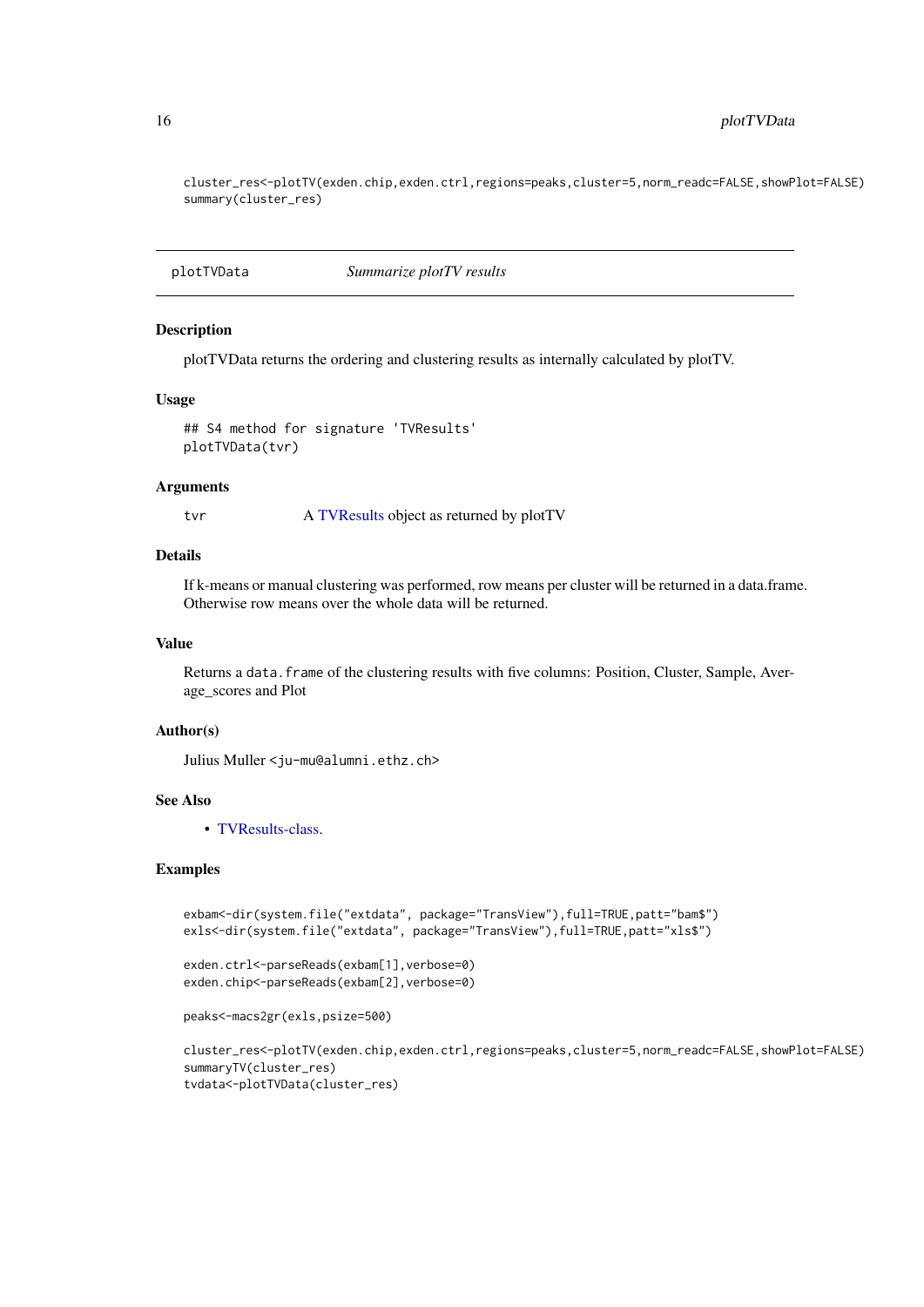```
cluster_res<-plotTV(exden.chip,exden.ctrl,regions=peaks,cluster=5,norm_readc=FALSE,showPlot=FALSE)
summary(cluster_res)
```

---

plotTVData    *Summarize plotTV results*

---

### Description

plotTVData returns the ordering and clustering results as internally calculated by plotTV.

### Usage

```
## S4 method for signature 'TVResults'
plotTVData(tvr)
```

### Arguments

| | |
|---|---|
| tvr | A TVResults object as returned by plotTV |

### Details

If k-means or manual clustering was performed, row means per cluster will be returned in a data.frame. Otherwise row means over the whole data will be returned.

### Value

Returns a `data.frame` of the clustering results with five columns: Position, Cluster, Sample, Average_scores and Plot

### Author(s)

Julius Muller <ju-mu@alumni.ethz.ch>

### See Also

- TVResults-class.

### Examples

```
exbam<-dir(system.file("extdata", package="TransView"),full=TRUE,patt="bam$")
exls<-dir(system.file("extdata", package="TransView"),full=TRUE,patt="xls$")

exden.ctrl<-parseReads(exbam[1],verbose=0)
exden.chip<-parseReads(exbam[2],verbose=0)

peaks<-macs2gr(exls,psize=500)

cluster_res<-plotTV(exden.chip,exden.ctrl,regions=peaks,cluster=5,norm_readc=FALSE,showPlot=FALSE)
summaryTV(cluster_res)
tvdata<-plotTVData(cluster_res)
```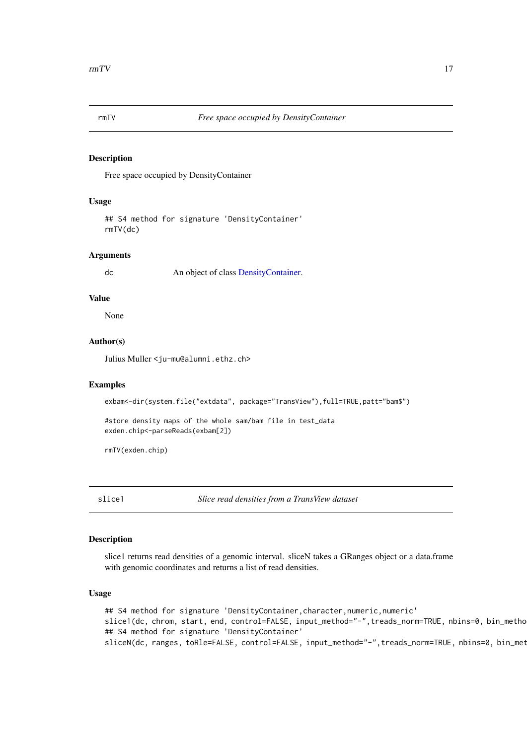## rmTV — *Free space occupied by DensityContainer*

### Description

Free space occupied by DensityContainer

### Usage

```
## S4 method for signature 'DensityContainer'
rmTV(dc)
```

### Arguments

| | |
|---|---|
| dc | An object of class DensityContainer. |

### Value

None

### Author(s)

Julius Muller <ju-mu@alumni.ethz.ch>

### Examples

```
exbam<-dir(system.file("extdata", package="TransView"),full=TRUE,patt="bam$")

#store density maps of the whole sam/bam file in test_data
exden.chip<-parseReads(exbam[2])

rmTV(exden.chip)
```

## slice1 — *Slice read densities from a TransView dataset*

### Description

slice1 returns read densities of a genomic interval. sliceN takes a GRanges object or a data.frame with genomic coordinates and returns a list of read densities.

### Usage

```
## S4 method for signature 'DensityContainer,character,numeric,numeric'
slice1(dc, chrom, start, end, control=FALSE, input_method="-",treads_norm=TRUE, nbins=0, bin_metho
## S4 method for signature 'DensityContainer'
sliceN(dc, ranges, toRle=FALSE, control=FALSE, input_method="-",treads_norm=TRUE, nbins=0, bin_met
```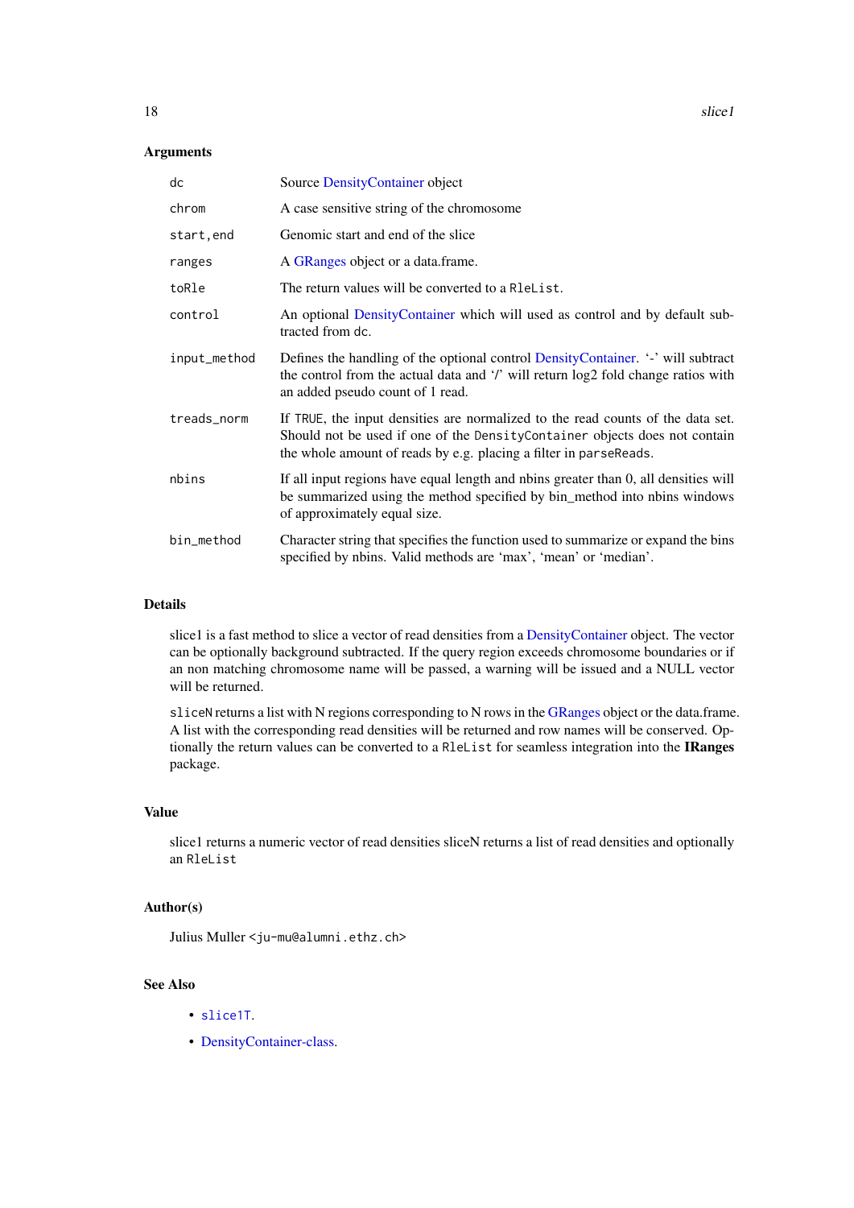### Arguments

| | |
|---|---|
| `dc` | Source DensityContainer object |
| `chrom` | A case sensitive string of the chromosome |
| `start,end` | Genomic start and end of the slice |
| `ranges` | A GRanges object or a data.frame. |
| `toRle` | The return values will be converted to a `RleList`. |
| `control` | An optional DensityContainer which will used as control and by default subtracted from `dc`. |
| `input_method` | Defines the handling of the optional control DensityContainer. '-' will subtract the control from the actual data and '/' will return log2 fold change ratios with an added pseudo count of 1 read. |
| `treads_norm` | If `TRUE`, the input densities are normalized to the read counts of the data set. Should not be used if one of the `DensityContainer` objects does not contain the whole amount of reads by e.g. placing a filter in `parseReads`. |
| `nbins` | If all input regions have equal length and nbins greater than 0, all densities will be summarized using the method specified by bin_method into nbins windows of approximately equal size. |
| `bin_method` | Character string that specifies the function used to summarize or expand the bins specified by nbins. Valid methods are 'max', 'mean' or 'median'. |

### Details

slice1 is a fast method to slice a vector of read densities from a DensityContainer object. The vector can be optionally background subtracted. If the query region exceeds chromosome boundaries or if an non matching chromosome name will be passed, a warning will be issued and a NULL vector will be returned.

`sliceN` returns a list with N regions corresponding to N rows in the GRanges object or the data.frame. A list with the corresponding read densities will be returned and row names will be conserved. Optionally the return values can be converted to a `RleList` for seamless integration into the **IRanges** package.

### Value

slice1 returns a numeric vector of read densities sliceN returns a list of read densities and optionally an `RleList`

### Author(s)

Julius Muller <ju-mu@alumni.ethz.ch>

### See Also

- `slice1T`.
- DensityContainer-class.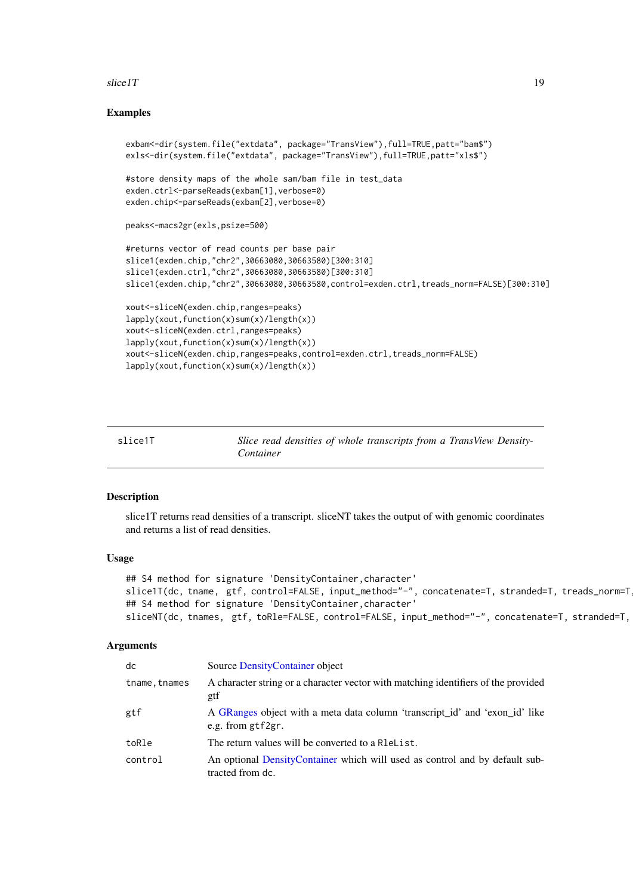## Examples

```
exbam<-dir(system.file("extdata", package="TransView"),full=TRUE,patt="bam$")
exls<-dir(system.file("extdata", package="TransView"),full=TRUE,patt="xls$")

#store density maps of the whole sam/bam file in test_data
exden.ctrl<-parseReads(exbam[1],verbose=0)
exden.chip<-parseReads(exbam[2],verbose=0)

peaks<-macs2gr(exls,psize=500)

#returns vector of read counts per base pair
slice1(exden.chip,"chr2",30663080,30663580)[300:310]
slice1(exden.ctrl,"chr2",30663080,30663580)[300:310]
slice1(exden.chip,"chr2",30663080,30663580,control=exden.ctrl,treads_norm=FALSE)[300:310]

xout<-sliceN(exden.chip,ranges=peaks)
lapply(xout,function(x)sum(x)/length(x))
xout<-sliceN(exden.ctrl,ranges=peaks)
lapply(xout,function(x)sum(x)/length(x))
xout<-sliceN(exden.chip,ranges=peaks,control=exden.ctrl,treads_norm=FALSE)
lapply(xout,function(x)sum(x)/length(x))
```

---

# slice1T — *Slice read densities of whole transcripts from a TransView DensityContainer*

## Description

slice1T returns read densities of a transcript. sliceNT takes the output of with genomic coordinates and returns a list of read densities.

## Usage

```
## S4 method for signature 'DensityContainer,character'
slice1T(dc, tname,  gtf, control=FALSE, input_method="-", concatenate=T, stranded=T, treads_norm=T,
## S4 method for signature 'DensityContainer,character'
sliceNT(dc, tnames,  gtf, toRle=FALSE, control=FALSE, input_method="-", concatenate=T, stranded=T,
```

## Arguments

| | |
|---|---|
| dc | Source DensityContainer object |
| tname,tnames | A character string or a character vector with matching identifiers of the provided gtf |
| gtf | A GRanges object with a meta data column 'transcript_id' and 'exon_id' like e.g. from gtf2gr. |
| toRle | The return values will be converted to a RleList. |
| control | An optional DensityContainer which will used as control and by default subtracted from dc. |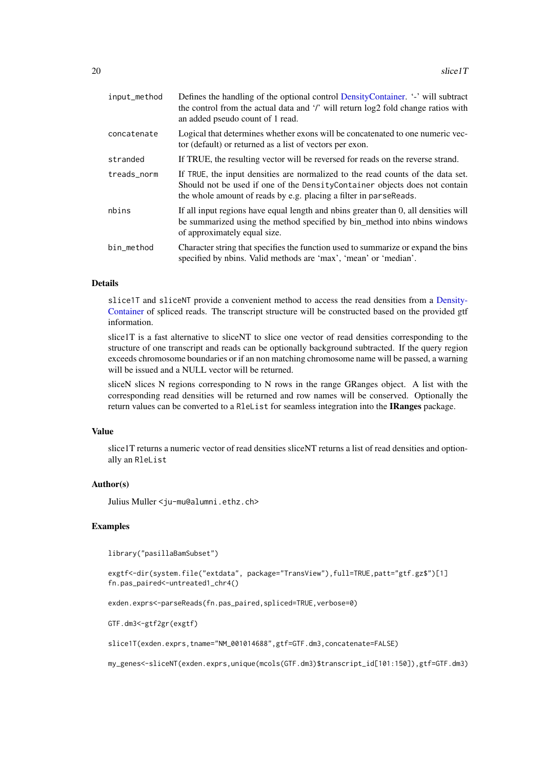| | |
|---|---|
| `input_method` | Defines the handling of the optional control DensityContainer. '-' will subtract the control from the actual data and '/' will return log2 fold change ratios with an added pseudo count of 1 read. |
| `concatenate` | Logical that determines whether exons will be concatenated to one numeric vector (default) or returned as a list of vectors per exon. |
| `stranded` | If TRUE, the resulting vector will be reversed for reads on the reverse strand. |
| `treads_norm` | If `TRUE`, the input densities are normalized to the read counts of the data set. Should not be used if one of the `DensityContainer` objects does not contain the whole amount of reads by e.g. placing a filter in `parseReads`. |
| `nbins` | If all input regions have equal length and nbins greater than 0, all densities will be summarized using the method specified by bin_method into nbins windows of approximately equal size. |
| `bin_method` | Character string that specifies the function used to summarize or expand the bins specified by nbins. Valid methods are 'max', 'mean' or 'median'. |

### Details

`slice1T` and `sliceNT` provide a convenient method to access the read densities from a DensityContainer of spliced reads. The transcript structure will be constructed based on the provided gtf information.

slice1T is a fast alternative to sliceNT to slice one vector of read densities corresponding to the structure of one transcript and reads can be optionally background subtracted. If the query region exceeds chromosome boundaries or if an non matching chromosome name will be passed, a warning will be issued and a NULL vector will be returned.

sliceN slices N regions corresponding to N rows in the range GRanges object. A list with the corresponding read densities will be returned and row names will be conserved. Optionally the return values can be converted to a `RleList` for seamless integration into the **IRanges** package.

### Value

slice1T returns a numeric vector of read densities sliceNT returns a list of read densities and optionally an `RleList`

### Author(s)

Julius Muller <ju-mu@alumni.ethz.ch>

### Examples

```
library("pasillaBamSubset")

exgtf<-dir(system.file("extdata", package="TransView"),full=TRUE,patt="gtf.gz$")[1]
fn.pas_paired<-untreated1_chr4()

exden.exprs<-parseReads(fn.pas_paired,spliced=TRUE,verbose=0)

GTF.dm3<-gtf2gr(exgtf)

slice1T(exden.exprs,tname="NM_001014688",gtf=GTF.dm3,concatenate=FALSE)

my_genes<-sliceNT(exden.exprs,unique(mcols(GTF.dm3)$transcript_id[101:150]),gtf=GTF.dm3)
```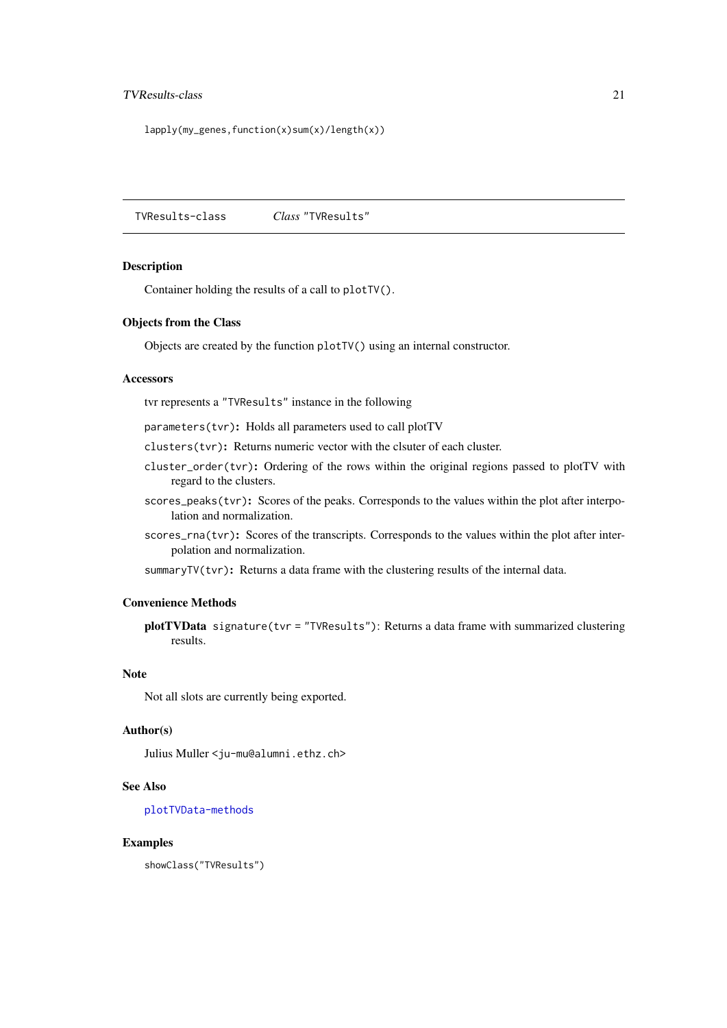```
lapply(my_genes,function(x)sum(x)/length(x))
```

---

TVResults-class *Class* "TVResults"

---

### Description

Container holding the results of a call to plotTV().

### Objects from the Class

Objects are created by the function plotTV() using an internal constructor.

### Accessors

tvr represents a "TVResults" instance in the following

**parameters(tvr):** Holds all parameters used to call plotTV

**clusters(tvr):** Returns numeric vector with the clsuter of each cluster.

**cluster_order(tvr):** Ordering of the rows within the original regions passed to plotTV with regard to the clusters.

**scores_peaks(tvr):** Scores of the peaks. Corresponds to the values within the plot after interpolation and normalization.

**scores_rna(tvr):** Scores of the transcripts. Corresponds to the values within the plot after interpolation and normalization.

**summaryTV(tvr):** Returns a data frame with the clustering results of the internal data.

### Convenience Methods

**plotTVData** signature(tvr = "TVResults"): Returns a data frame with summarized clustering results.

### Note

Not all slots are currently being exported.

### Author(s)

Julius Muller <ju-mu@alumni.ethz.ch>

### See Also

plotTVData-methods

### Examples

```
showClass("TVResults")
```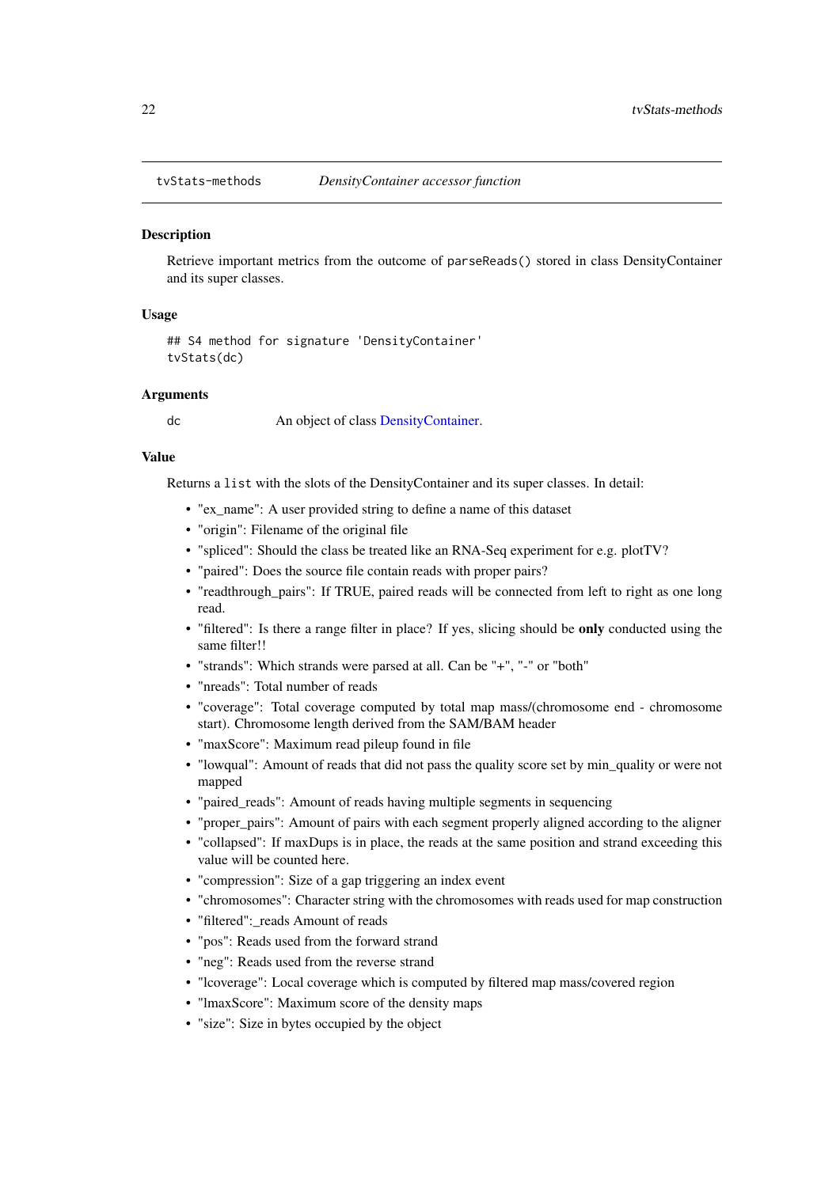tvStats-methods *DensityContainer accessor function*

## Description

Retrieve important metrics from the outcome of `parseReads()` stored in class DensityContainer and its super classes.

## Usage

```
## S4 method for signature 'DensityContainer'
tvStats(dc)
```

## Arguments

`dc` An object of class DensityContainer.

## Value

Returns a `list` with the slots of the DensityContainer and its super classes. In detail:

- "ex_name": A user provided string to define a name of this dataset
- "origin": Filename of the original file
- "spliced": Should the class be treated like an RNA-Seq experiment for e.g. plotTV?
- "paired": Does the source file contain reads with proper pairs?
- "readthrough_pairs": If TRUE, paired reads will be connected from left to right as one long read.
- "filtered": Is there a range filter in place? If yes, slicing should be **only** conducted using the same filter!!
- "strands": Which strands were parsed at all. Can be "+", "-" or "both"
- "nreads": Total number of reads
- "coverage": Total coverage computed by total map mass/(chromosome end - chromosome start). Chromosome length derived from the SAM/BAM header
- "maxScore": Maximum read pileup found in file
- "lowqual": Amount of reads that did not pass the quality score set by min_quality or were not mapped
- "paired_reads": Amount of reads having multiple segments in sequencing
- "proper_pairs": Amount of pairs with each segment properly aligned according to the aligner
- "collapsed": If maxDups is in place, the reads at the same position and strand exceeding this value will be counted here.
- "compression": Size of a gap triggering an index event
- "chromosomes": Character string with the chromosomes with reads used for map construction
- "filtered":_reads Amount of reads
- "pos": Reads used from the forward strand
- "neg": Reads used from the reverse strand
- "lcoverage": Local coverage which is computed by filtered map mass/covered region
- "lmaxScore": Maximum score of the density maps
- "size": Size in bytes occupied by the object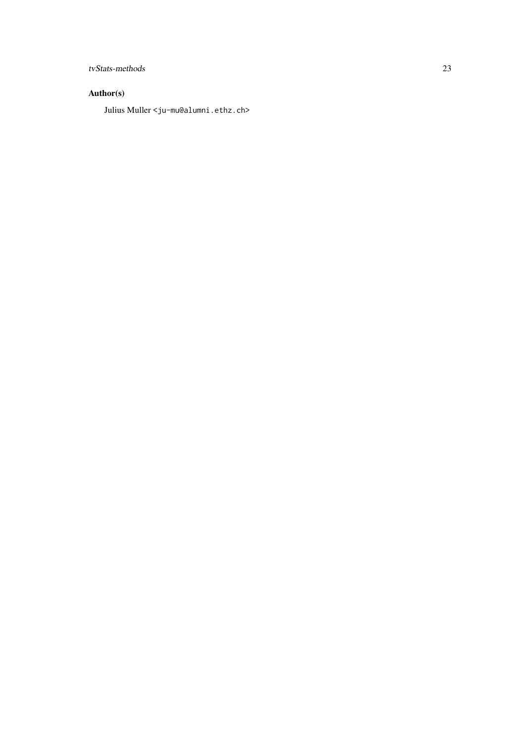## Author(s)

Julius Muller <ju-mu@alumni.ethz.ch>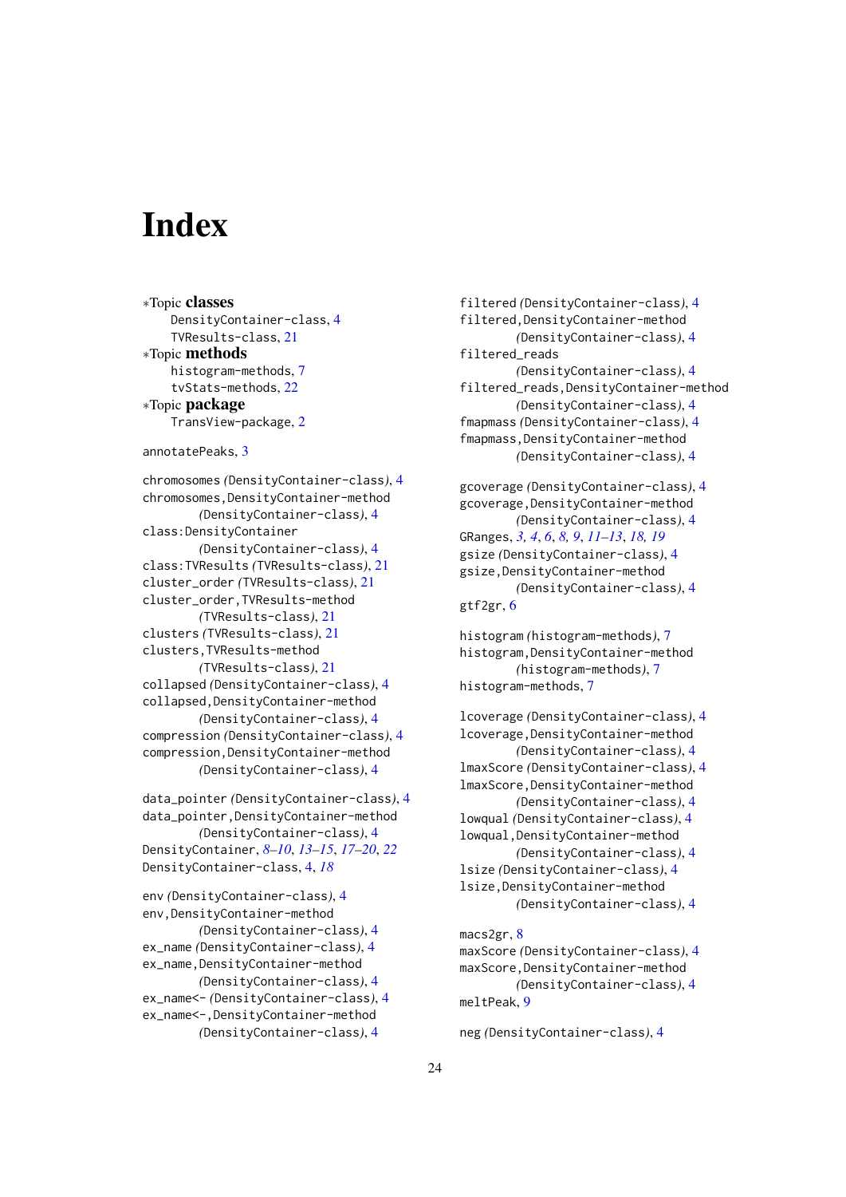# Index

∗Topic **classes**
  DensityContainer-class, 4
  TVResults-class, 21
∗Topic **methods**
  histogram-methods, 7
  tvStats-methods, 22
∗Topic **package**
  TransView-package, 2

annotatePeaks, 3

chromosomes *(DensityContainer-class)*, 4
chromosomes,DensityContainer-method *(DensityContainer-class)*, 4
class:DensityContainer *(DensityContainer-class)*, 4
class:TVResults *(TVResults-class)*, 21
cluster_order *(TVResults-class)*, 21
cluster_order,TVResults-method *(TVResults-class)*, 21
clusters *(TVResults-class)*, 21
clusters,TVResults-method *(TVResults-class)*, 21
collapsed *(DensityContainer-class)*, 4
collapsed,DensityContainer-method *(DensityContainer-class)*, 4
compression *(DensityContainer-class)*, 4
compression,DensityContainer-method *(DensityContainer-class)*, 4

data_pointer *(DensityContainer-class)*, 4
data_pointer,DensityContainer-method *(DensityContainer-class)*, 4
DensityContainer, *8–10*, *13–15*, *17–20*, *22*
DensityContainer-class, 4, *18*

env *(DensityContainer-class)*, 4
env,DensityContainer-method *(DensityContainer-class)*, 4
ex_name *(DensityContainer-class)*, 4
ex_name,DensityContainer-method *(DensityContainer-class)*, 4
ex_name<- *(DensityContainer-class)*, 4
ex_name<-,DensityContainer-method *(DensityContainer-class)*, 4

filtered *(DensityContainer-class)*, 4
filtered,DensityContainer-method *(DensityContainer-class)*, 4
filtered_reads *(DensityContainer-class)*, 4
filtered_reads,DensityContainer-method *(DensityContainer-class)*, 4
fmapmass *(DensityContainer-class)*, 4
fmapmass,DensityContainer-method *(DensityContainer-class)*, 4

gcoverage *(DensityContainer-class)*, 4
gcoverage,DensityContainer-method *(DensityContainer-class)*, 4
GRanges, *3, 4*, *6*, *8, 9*, *11–13*, *18, 19*
gsize *(DensityContainer-class)*, 4
gsize,DensityContainer-method *(DensityContainer-class)*, 4
gtf2gr, 6

histogram *(histogram-methods)*, 7
histogram,DensityContainer-method *(histogram-methods)*, 7
histogram-methods, 7

lcoverage *(DensityContainer-class)*, 4
lcoverage,DensityContainer-method *(DensityContainer-class)*, 4
lmaxScore *(DensityContainer-class)*, 4
lmaxScore,DensityContainer-method *(DensityContainer-class)*, 4
lowqual *(DensityContainer-class)*, 4
lowqual,DensityContainer-method *(DensityContainer-class)*, 4
lsize *(DensityContainer-class)*, 4
lsize,DensityContainer-method *(DensityContainer-class)*, 4

macs2gr, 8
maxScore *(DensityContainer-class)*, 4
maxScore,DensityContainer-method *(DensityContainer-class)*, 4
meltPeak, 9

neg *(DensityContainer-class)*, 4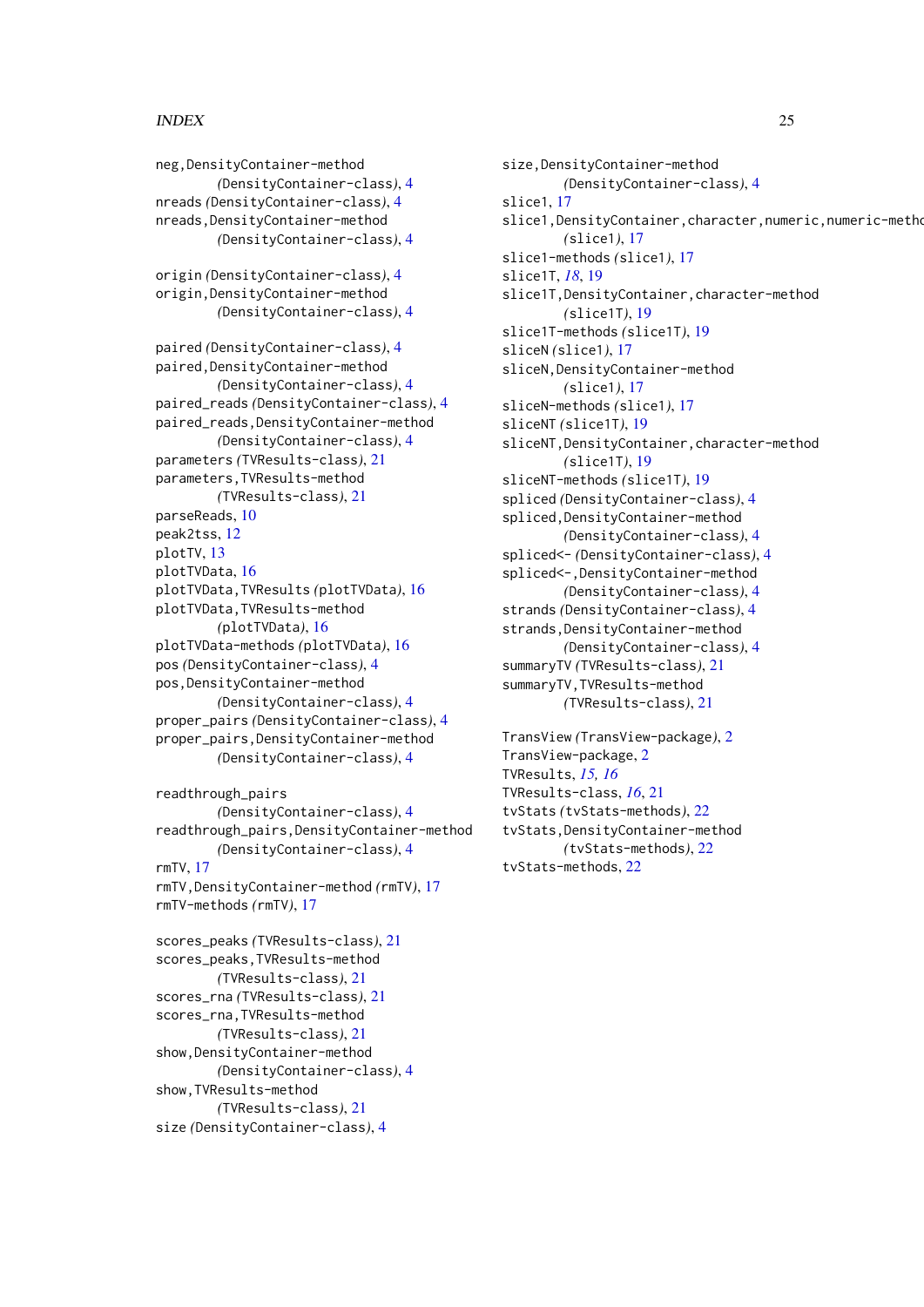neg,DensityContainer-method
  *(DensityContainer-class)*, 4
nreads *(DensityContainer-class)*, 4
nreads,DensityContainer-method
  *(DensityContainer-class)*, 4

origin *(DensityContainer-class)*, 4
origin,DensityContainer-method
  *(DensityContainer-class)*, 4

paired *(DensityContainer-class)*, 4
paired,DensityContainer-method
  *(DensityContainer-class)*, 4
paired_reads *(DensityContainer-class)*, 4
paired_reads,DensityContainer-method
  *(DensityContainer-class)*, 4
parameters *(TVResults-class)*, 21
parameters,TVResults-method
  *(TVResults-class)*, 21
parseReads, 10
peak2tss, 12
plotTV, 13
plotTVData, 16
plotTVData,TVResults *(plotTVData)*, 16
plotTVData,TVResults-method
  *(plotTVData)*, 16
plotTVData-methods *(plotTVData)*, 16
pos *(DensityContainer-class)*, 4
pos,DensityContainer-method
  *(DensityContainer-class)*, 4
proper_pairs *(DensityContainer-class)*, 4
proper_pairs,DensityContainer-method
  *(DensityContainer-class)*, 4

readthrough_pairs
  *(DensityContainer-class)*, 4
readthrough_pairs,DensityContainer-method
  *(DensityContainer-class)*, 4
rmTV, 17
rmTV,DensityContainer-method *(rmTV)*, 17
rmTV-methods *(rmTV)*, 17

scores_peaks *(TVResults-class)*, 21
scores_peaks,TVResults-method
  *(TVResults-class)*, 21
scores_rna *(TVResults-class)*, 21
scores_rna,TVResults-method
  *(TVResults-class)*, 21
show,DensityContainer-method
  *(DensityContainer-class)*, 4
show,TVResults-method
  *(TVResults-class)*, 21
size *(DensityContainer-class)*, 4
size,DensityContainer-method
  *(DensityContainer-class)*, 4
slice1, 17
slice1,DensityContainer,character,numeric,numeric-metho
  *(slice1)*, 17
slice1-methods *(slice1)*, 17
slice1T, *18*, 19
slice1T,DensityContainer,character-method
  *(slice1T)*, 19
slice1T-methods *(slice1T)*, 19
sliceN *(slice1)*, 17
sliceN,DensityContainer-method
  *(slice1)*, 17
sliceN-methods *(slice1)*, 17
sliceNT *(slice1T)*, 19
sliceNT,DensityContainer,character-method
  *(slice1T)*, 19
sliceNT-methods *(slice1T)*, 19
spliced *(DensityContainer-class)*, 4
spliced,DensityContainer-method
  *(DensityContainer-class)*, 4
spliced<- *(DensityContainer-class)*, 4
spliced<-,DensityContainer-method
  *(DensityContainer-class)*, 4
strands *(DensityContainer-class)*, 4
strands,DensityContainer-method
  *(DensityContainer-class)*, 4
summaryTV *(TVResults-class)*, 21
summaryTV,TVResults-method
  *(TVResults-class)*, 21

TransView *(TransView-package)*, 2
TransView-package, 2
TVResults, *15*, *16*
TVResults-class, *16*, 21
tvStats *(tvStats-methods)*, 22
tvStats,DensityContainer-method
  *(tvStats-methods)*, 22
tvStats-methods, 22